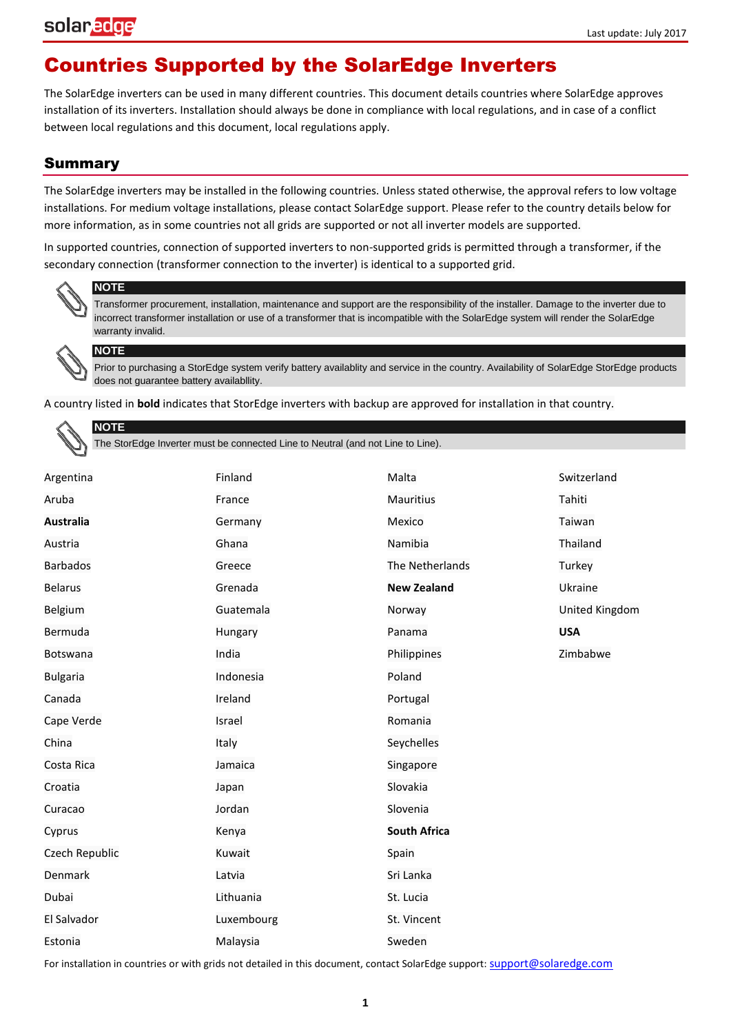# Countries Supported by the SolarEdge Inverters

The SolarEdge inverters can be used in many different countries. This document details countries where SolarEdge approves installation of its inverters. Installation should always be done in compliance with local regulations, and in case of a conflict between local regulations and this document, local regulations apply.

## Summary

The SolarEdge inverters may be installed in the following countries. Unless stated otherwise, the approval refers to low voltage installations. For medium voltage installations, please contact SolarEdge support. Please refer to the country details below for more information, as in some countries not all grids are supported or not all inverter models are supported.

In supported countries, connection of supported inverters to non-supported grids is permitted through a transformer, if the secondary connection (transformer connection to the inverter) is identical to a supported grid.

**NOTE**

Transformer procurement, installation, maintenance and support are the responsibility of the installer. Damage to the inverter due to incorrect transformer installation or use of a transformer that is incompatible with the SolarEdge system will render the SolarEdge warranty invalid.

**NOTE**

Prior to purchasing a StorEdge system verify battery availablity and service in the country. Availability of SolarEdge StorEdge products does not guarantee battery availablity.

A country listed in **bold** indicates that StorEdge inverters with backup are approved for installation in that country.

**NOTE**

The StorEdge Inverter must be connected Line to Neutral (and not Line to Line).

- Argentina
- Aruba
- **Australia**
- Austria
- Barbados
- Belarus
- Belgium
- Bermuda
- Botswana
- Bulgaria
- Canada
- Cape Verde
- China
- Costa Rica
- Croatia
- Curacao
- Cyprus
- Czech Republic
- Denmark
- Dubai
- El Salvador
- Estonia
- Finland
- France
- Germany
- Ghana
- Greece
- Grenada
- Guatemala
- Hungary
- India
- Indonesia
- Ireland
- Israel
- Italy
- Jamaica
- Japan
- Jordan
- Kenya
- Kuwait
- Latvia
- Lithuania
- Luxembourg
- Malaysia
- Malta
- Mauritius
- Mexico
- Namibia
- The Netherlands
- **New Zealand**
- Norway
- Panama
- Philippines
- Poland
- Portugal
- Romania
- Seychelles
- Singapore
- Slovakia
- Slovenia
- **South Africa**
- Spain
- Sri Lanka
- St. Lucia
- St. Vincent
- Sweden
- Switzerland
- Tahiti
- Taiwan
- Thailand
- Turkey
- Ukraine
- United Kingdom
- **USA**
- Zimbabwe

For installation in countries or with grids not detailed in this document, contact SolarEdge support: support@solaredge.com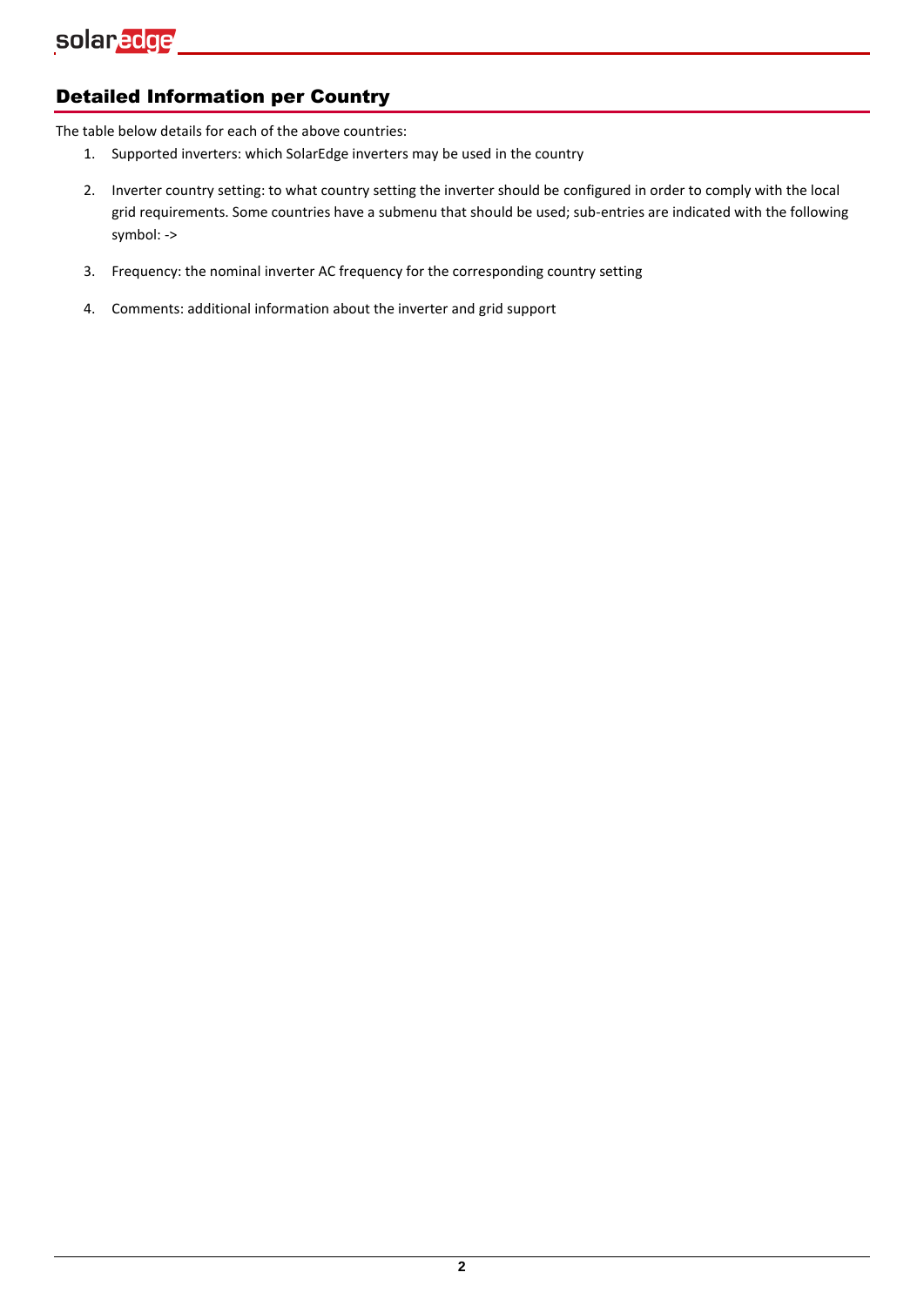## Detailed Information per Country

The table below details for each of the above countries:

1. Supported inverters: which SolarEdge inverters may be used in the country
2. Inverter country setting: to what country setting the inverter should be configured in order to comply with the local grid requirements. Some countries have a submenu that should be used; sub-entries are indicated with the following symbol: ->
3. Frequency: the nominal inverter AC frequency for the corresponding country setting
4. Comments: additional information about the inverter and grid support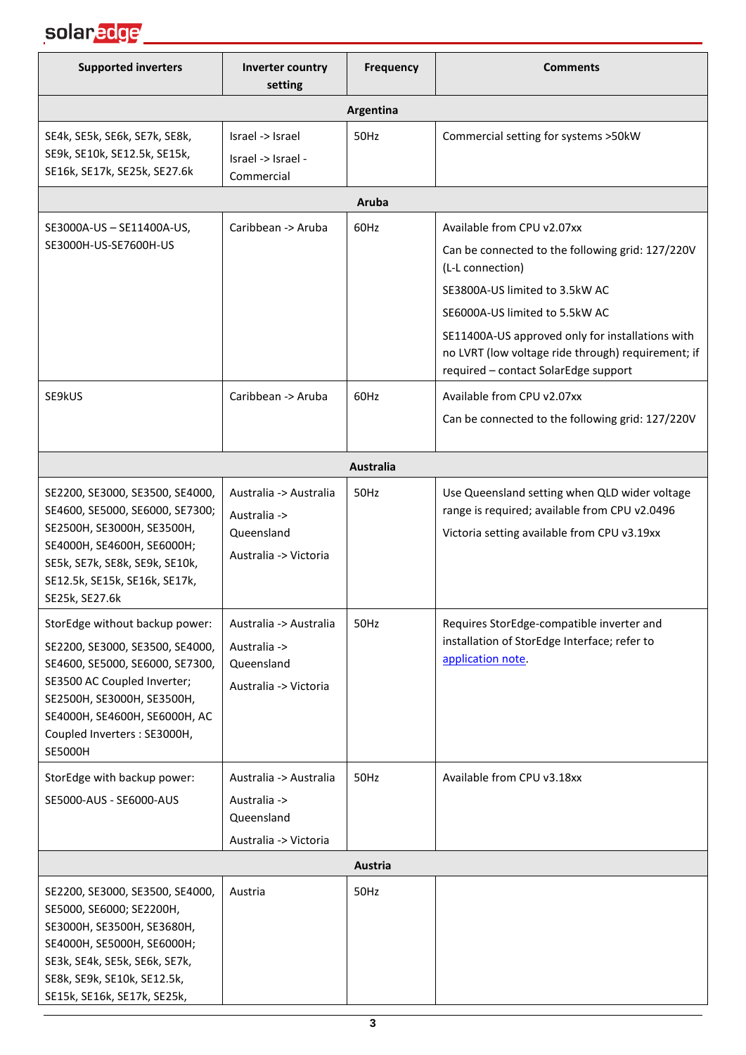| Supported inverters | Inverter country setting | Frequency | Comments |
|---|---|---|---|
| **Argentina** | | | |
| SE4k, SE5k, SE6k, SE7k, SE8k, SE9k, SE10k, SE12.5k, SE15k, SE16k, SE17k, SE25k, SE27.6k | Israel -> Israel<br>Israel -> Israel - Commercial | 50Hz | Commercial setting for systems >50kW |
| **Aruba** | | | |
| SE3000A-US – SE11400A-US, SE3000H-US-SE7600H-US | Caribbean -> Aruba | 60Hz | Available from CPU v2.07xx<br>Can be connected to the following grid: 127/220V (L-L connection)<br>SE3800A-US limited to 3.5kW AC<br>SE6000A-US limited to 5.5kW AC<br>SE11400A-US approved only for installations with no LVRT (low voltage ride through) requirement; if required – contact SolarEdge support |
| SE9kUS | Caribbean -> Aruba | 60Hz | Available from CPU v2.07xx<br>Can be connected to the following grid: 127/220V |
| **Australia** | | | |
| SE2200, SE3000, SE3500, SE4000, SE4600, SE5000, SE6000, SE7300; SE2500H, SE3000H, SE3500H, SE4000H, SE4600H, SE6000H; SE5k, SE7k, SE8k, SE9k, SE10k, SE12.5k, SE15k, SE16k, SE17k, SE25k, SE27.6k | Australia -> Australia<br>Australia -> Queensland<br>Australia -> Victoria | 50Hz | Use Queensland setting when QLD wider voltage range is required; available from CPU v2.0496<br>Victoria setting available from CPU v3.19xx |
| StorEdge without backup power:<br>SE2200, SE3000, SE3500, SE4000, SE4600, SE5000, SE6000, SE7300, SE3500 AC Coupled Inverter; SE2500H, SE3000H, SE3500H, SE4000H, SE4600H, SE6000H, AC Coupled Inverters : SE3000H, SE5000H | Australia -> Australia<br>Australia -> Queensland<br>Australia -> Victoria | 50Hz | Requires StorEdge-compatible inverter and installation of StorEdge Interface; refer to application note. |
| StorEdge with backup power:<br>SE5000-AUS - SE6000-AUS | Australia -> Australia<br>Australia -> Queensland<br>Australia -> Victoria | 50Hz | Available from CPU v3.18xx |
| **Austria** | | | |
| SE2200, SE3000, SE3500, SE4000, SE5000, SE6000; SE2200H, SE3000H, SE3500H, SE3680H, SE4000H, SE5000H, SE6000H; SE3k, SE4k, SE5k, SE6k, SE7k, SE8k, SE9k, SE10k, SE12.5k, SE15k, SE16k, SE17k, SE25k, | Austria | 50Hz | |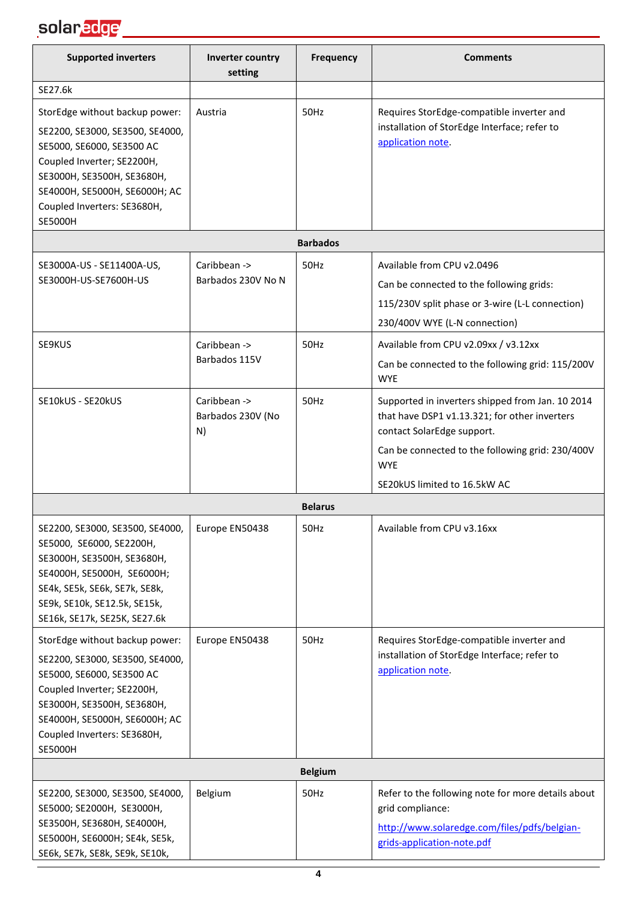| Supported inverters | Inverter country setting | Frequency | Comments |
|---|---|---|---|
| SE27.6k | | | |
| StorEdge without backup power: SE2200, SE3000, SE3500, SE4000, SE5000, SE6000, SE3500 AC Coupled Inverter; SE2200H, SE3000H, SE3500H, SE3680H, SE4000H, SE5000H, SE6000H; AC Coupled Inverters: SE3680H, SE5000H | Austria | 50Hz | Requires StorEdge-compatible inverter and installation of StorEdge Interface; refer to application note. |
| | | **Barbados** | |
| SE3000A-US - SE11400A-US, SE3000H-US-SE7600H-US | Caribbean -> Barbados 230V No N | 50Hz | Available from CPU v2.0496<br>Can be connected to the following grids:<br>115/230V split phase or 3-wire (L-L connection)<br>230/400V WYE (L-N connection) |
| SE9KUS | Caribbean -> Barbados 115V | 50Hz | Available from CPU v2.09xx / v3.12xx<br>Can be connected to the following grid: 115/200V WYE |
| SE10kUS - SE20kUS | Caribbean -> Barbados 230V (No N) | 50Hz | Supported in inverters shipped from Jan. 10 2014 that have DSP1 v1.13.321; for other inverters contact SolarEdge support.<br>Can be connected to the following grid: 230/400V WYE<br>SE20kUS limited to 16.5kW AC |
| | | **Belarus** | |
| SE2200, SE3000, SE3500, SE4000, SE5000, SE6000, SE2200H, SE3000H, SE3500H, SE3680H, SE4000H, SE5000H, SE6000H; SE4k, SE5k, SE6k, SE7k, SE8k, SE9k, SE10k, SE12.5k, SE15k, SE16k, SE17k, SE25K, SE27.6k | Europe EN50438 | 50Hz | Available from CPU v3.16xx |
| StorEdge without backup power: SE2200, SE3000, SE3500, SE4000, SE5000, SE6000, SE3500 AC Coupled Inverter; SE2200H, SE3000H, SE3500H, SE3680H, SE4000H, SE5000H, SE6000H; AC Coupled Inverters: SE3680H, SE5000H | Europe EN50438 | 50Hz | Requires StorEdge-compatible inverter and installation of StorEdge Interface; refer to application note. |
| | | **Belgium** | |
| SE2200, SE3000, SE3500, SE4000, SE5000; SE2000H, SE3000H, SE3500H, SE3680H, SE4000H, SE5000H, SE6000H; SE4k, SE5k, SE6k, SE7k, SE8k, SE9k, SE10k, | Belgium | 50Hz | Refer to the following note for more details about grid compliance:<br>http://www.solaredge.com/files/pdfs/belgian-grids-application-note.pdf |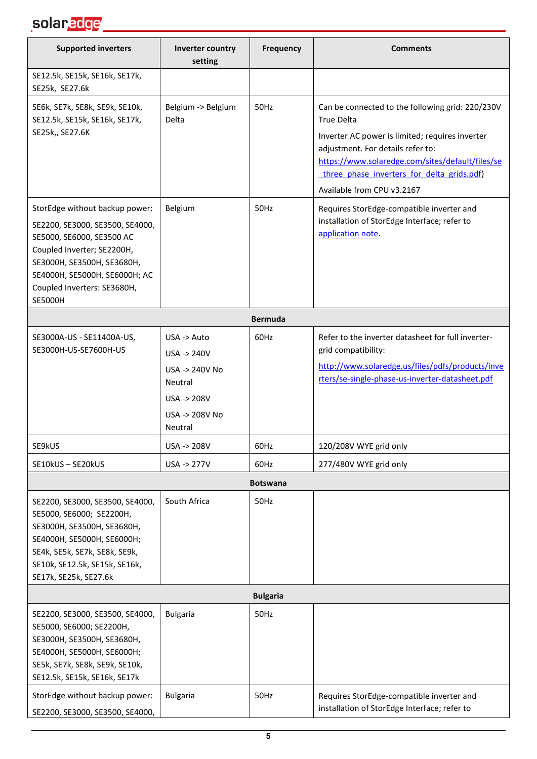| Supported inverters | Inverter country setting | Frequency | Comments |
|---|---|---|---|
| SE12.5k, SE15k, SE16k, SE17k, SE25k, SE27.6k | | | |
| SE6k, SE7k, SE8k, SE9k, SE10k, SE12.5k, SE15k, SE16k, SE17k, SE25k,, SE27.6K | Belgium -> Belgium Delta | 50Hz | Can be connected to the following grid: 220/230V True Delta<br>Inverter AC power is limited; requires inverter adjustment. For details refer to: https://www.solaredge.com/sites/default/files/se_three_phase_inverters_for_delta_grids.pdf)<br>Available from CPU v3.2167 |
| StorEdge without backup power:<br>SE2200, SE3000, SE3500, SE4000, SE5000, SE6000, SE3500 AC Coupled Inverter; SE2200H, SE3000H, SE3500H, SE3680H, SE4000H, SE5000H, SE6000H; AC Coupled Inverters: SE3680H, SE5000H | Belgium | 50Hz | Requires StorEdge-compatible inverter and installation of StorEdge Interface; refer to application note. |
| | **Bermuda** | | |
| SE3000A-US - SE11400A-US, SE3000H-US-SE7600H-US | USA -> Auto<br>USA -> 240V<br>USA -> 240V No Neutral<br>USA -> 208V<br>USA -> 208V No Neutral | 60Hz | Refer to the inverter datasheet for full inverter-grid compatibility:<br>http://www.solaredge.us/files/pdfs/products/inverters/se-single-phase-us-inverter-datasheet.pdf |
| SE9kUS | USA -> 208V | 60Hz | 120/208V WYE grid only |
| SE10kUS – SE20kUS | USA -> 277V | 60Hz | 277/480V WYE grid only |
| | **Botswana** | | |
| SE2200, SE3000, SE3500, SE4000, SE5000, SE6000; SE2200H, SE3000H, SE3500H, SE3680H, SE4000H, SE5000H, SE6000H; SE4k, SE5k, SE7k, SE8k, SE9k, SE10k, SE12.5k, SE15k, SE16k, SE17k, SE25k, SE27.6k | South Africa | 50Hz | |
| | **Bulgaria** | | |
| SE2200, SE3000, SE3500, SE4000, SE5000, SE6000; SE2200H, SE3000H, SE3500H, SE3680H, SE4000H, SE5000H, SE6000H; SE5k, SE7k, SE8k, SE9k, SE10k, SE12.5k, SE15k, SE16k, SE17k | Bulgaria | 50Hz | |
| StorEdge without backup power:<br>SE2200, SE3000, SE3500, SE4000, | Bulgaria | 50Hz | Requires StorEdge-compatible inverter and installation of StorEdge Interface; refer to |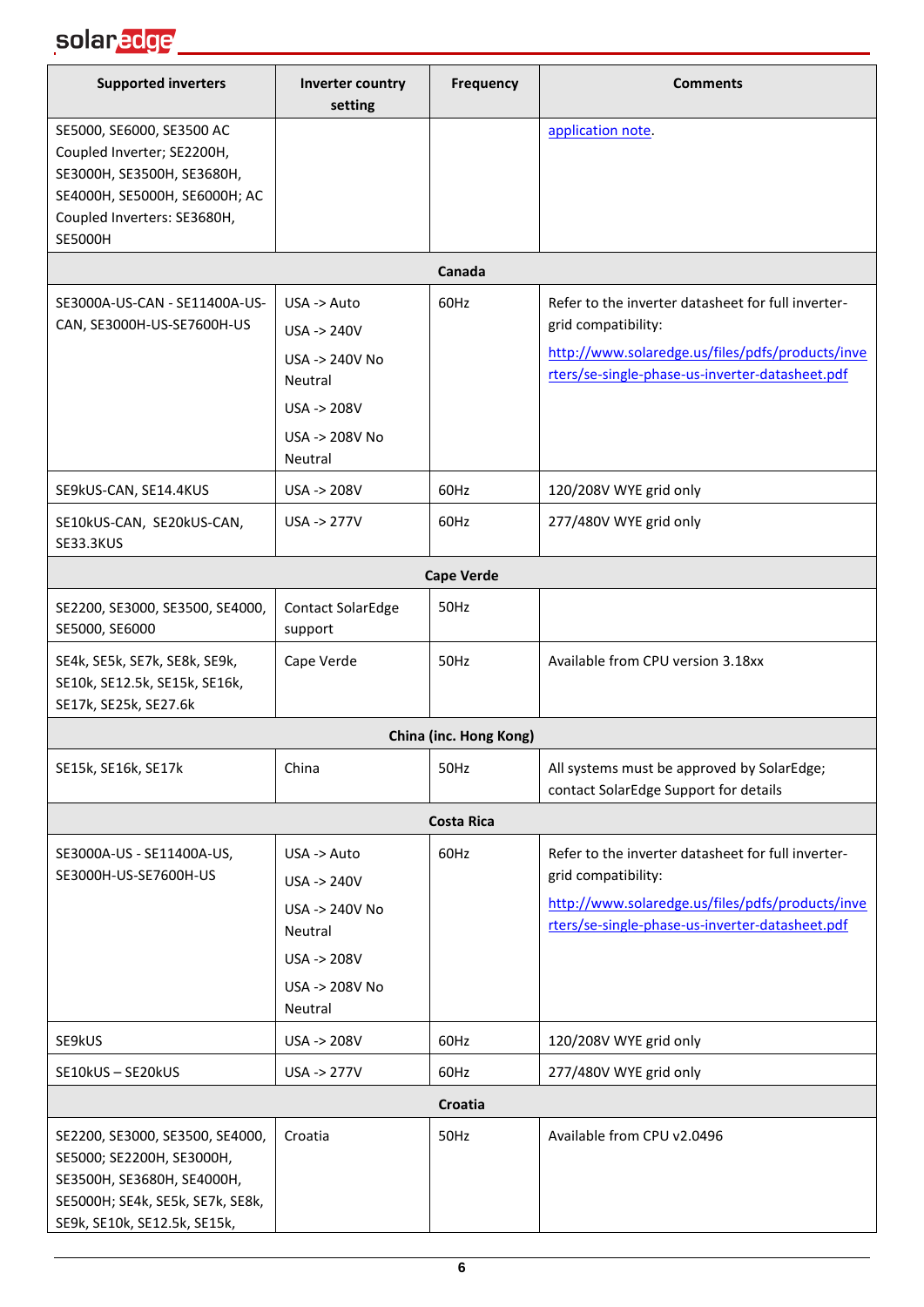| Supported inverters | Inverter country setting | Frequency | Comments |
|---|---|---|---|
| SE5000, SE6000, SE3500 AC Coupled Inverter; SE2200H, SE3000H, SE3500H, SE3680H, SE4000H, SE5000H, SE6000H; AC Coupled Inverters: SE3680H, SE5000H | | | application note. |
| | | **Canada** | |
| SE3000A-US-CAN - SE11400A-US-CAN, SE3000H-US-SE7600H-US | USA -> Auto<br>USA -> 240V<br>USA -> 240V No Neutral<br>USA -> 208V<br>USA -> 208V No Neutral | 60Hz | Refer to the inverter datasheet for full inverter-grid compatibility:<br>http://www.solaredge.us/files/pdfs/products/inverters/se-single-phase-us-inverter-datasheet.pdf |
| SE9kUS-CAN, SE14.4KUS | USA -> 208V | 60Hz | 120/208V WYE grid only |
| SE10kUS-CAN, SE20kUS-CAN, SE33.3KUS | USA -> 277V | 60Hz | 277/480V WYE grid only |
| | | **Cape Verde** | |
| SE2200, SE3000, SE3500, SE4000, SE5000, SE6000 | Contact SolarEdge support | 50Hz | |
| SE4k, SE5k, SE7k, SE8k, SE9k, SE10k, SE12.5k, SE15k, SE16k, SE17k, SE25k, SE27.6k | Cape Verde | 50Hz | Available from CPU version 3.18xx |
| | | **China (inc. Hong Kong)** | |
| SE15k, SE16k, SE17k | China | 50Hz | All systems must be approved by SolarEdge; contact SolarEdge Support for details |
| | | **Costa Rica** | |
| SE3000A-US - SE11400A-US, SE3000H-US-SE7600H-US | USA -> Auto<br>USA -> 240V<br>USA -> 240V No Neutral<br>USA -> 208V<br>USA -> 208V No Neutral | 60Hz | Refer to the inverter datasheet for full inverter-grid compatibility:<br>http://www.solaredge.us/files/pdfs/products/inverters/se-single-phase-us-inverter-datasheet.pdf |
| SE9kUS | USA -> 208V | 60Hz | 120/208V WYE grid only |
| SE10kUS – SE20kUS | USA -> 277V | 60Hz | 277/480V WYE grid only |
| | | **Croatia** | |
| SE2200, SE3000, SE3500, SE4000, SE5000; SE2200H, SE3000H, SE3500H, SE3680H, SE4000H, SE5000H; SE4k, SE5k, SE7k, SE8k, SE9k, SE10k, SE12.5k, SE15k, | Croatia | 50Hz | Available from CPU v2.0496 |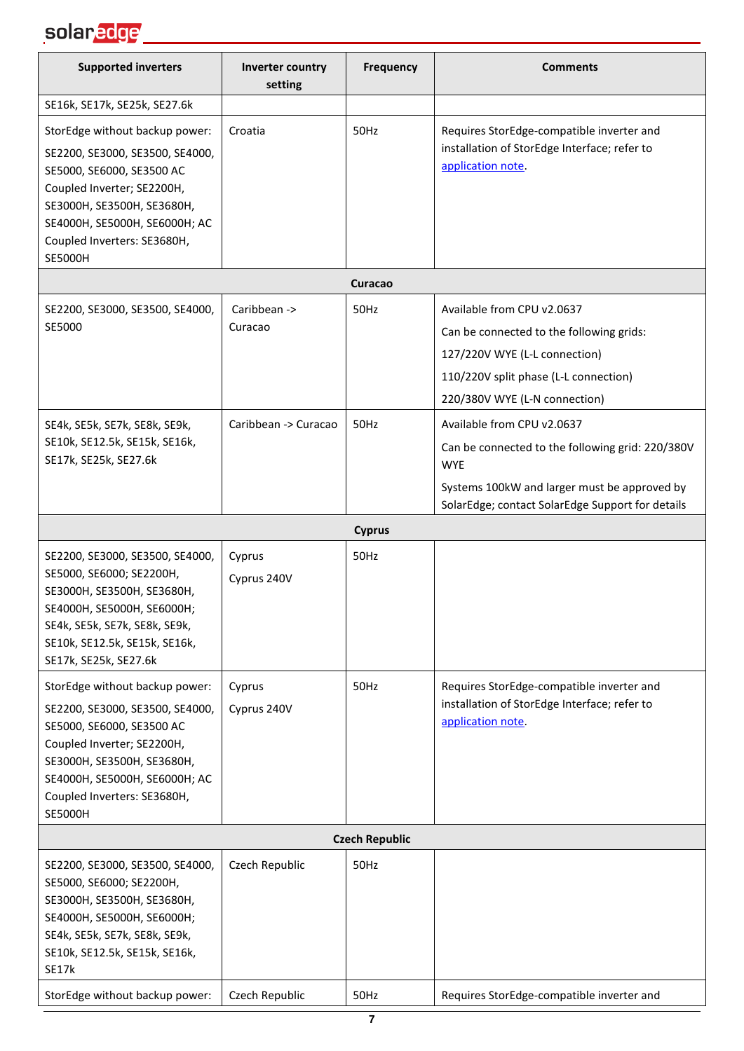| Supported inverters | Inverter country setting | Frequency | Comments |
|---|---|---|---|
| SE16k, SE17k, SE25k, SE27.6k | | | |
| StorEdge without backup power: SE2200, SE3000, SE3500, SE4000, SE5000, SE6000, SE3500 AC Coupled Inverter; SE2200H, SE3000H, SE3500H, SE3680H, SE4000H, SE5000H, SE6000H; AC Coupled Inverters: SE3680H, SE5000H | Croatia | 50Hz | Requires StorEdge-compatible inverter and installation of StorEdge Interface; refer to application note. |
| **Curacao** | | | |
| SE2200, SE3000, SE3500, SE4000, SE5000 | Caribbean -> Curacao | 50Hz | Available from CPU v2.0637<br>Can be connected to the following grids:<br>127/220V WYE (L-L connection)<br>110/220V split phase (L-L connection)<br>220/380V WYE (L-N connection) |
| SE4k, SE5k, SE7k, SE8k, SE9k, SE10k, SE12.5k, SE15k, SE16k, SE17k, SE25k, SE27.6k | Caribbean -> Curacao | 50Hz | Available from CPU v2.0637<br>Can be connected to the following grid: 220/380V WYE<br>Systems 100kW and larger must be approved by SolarEdge; contact SolarEdge Support for details |
| **Cyprus** | | | |
| SE2200, SE3000, SE3500, SE4000, SE5000, SE6000; SE2200H, SE3000H, SE3500H, SE3680H, SE4000H, SE5000H, SE6000H; SE4k, SE5k, SE7k, SE8k, SE9k, SE10k, SE12.5k, SE15k, SE16k, SE17k, SE25k, SE27.6k | Cyprus<br>Cyprus 240V | 50Hz | |
| StorEdge without backup power: SE2200, SE3000, SE3500, SE4000, SE5000, SE6000, SE3500 AC Coupled Inverter; SE2200H, SE3000H, SE3500H, SE3680H, SE4000H, SE5000H, SE6000H; AC Coupled Inverters: SE3680H, SE5000H | Cyprus<br>Cyprus 240V | 50Hz | Requires StorEdge-compatible inverter and installation of StorEdge Interface; refer to application note. |
| **Czech Republic** | | | |
| SE2200, SE3000, SE3500, SE4000, SE5000, SE6000; SE2200H, SE3000H, SE3500H, SE3680H, SE4000H, SE5000H, SE6000H; SE4k, SE5k, SE7k, SE8k, SE9k, SE10k, SE12.5k, SE15k, SE16k, SE17k | Czech Republic | 50Hz | |
| StorEdge without backup power: | Czech Republic | 50Hz | Requires StorEdge-compatible inverter and |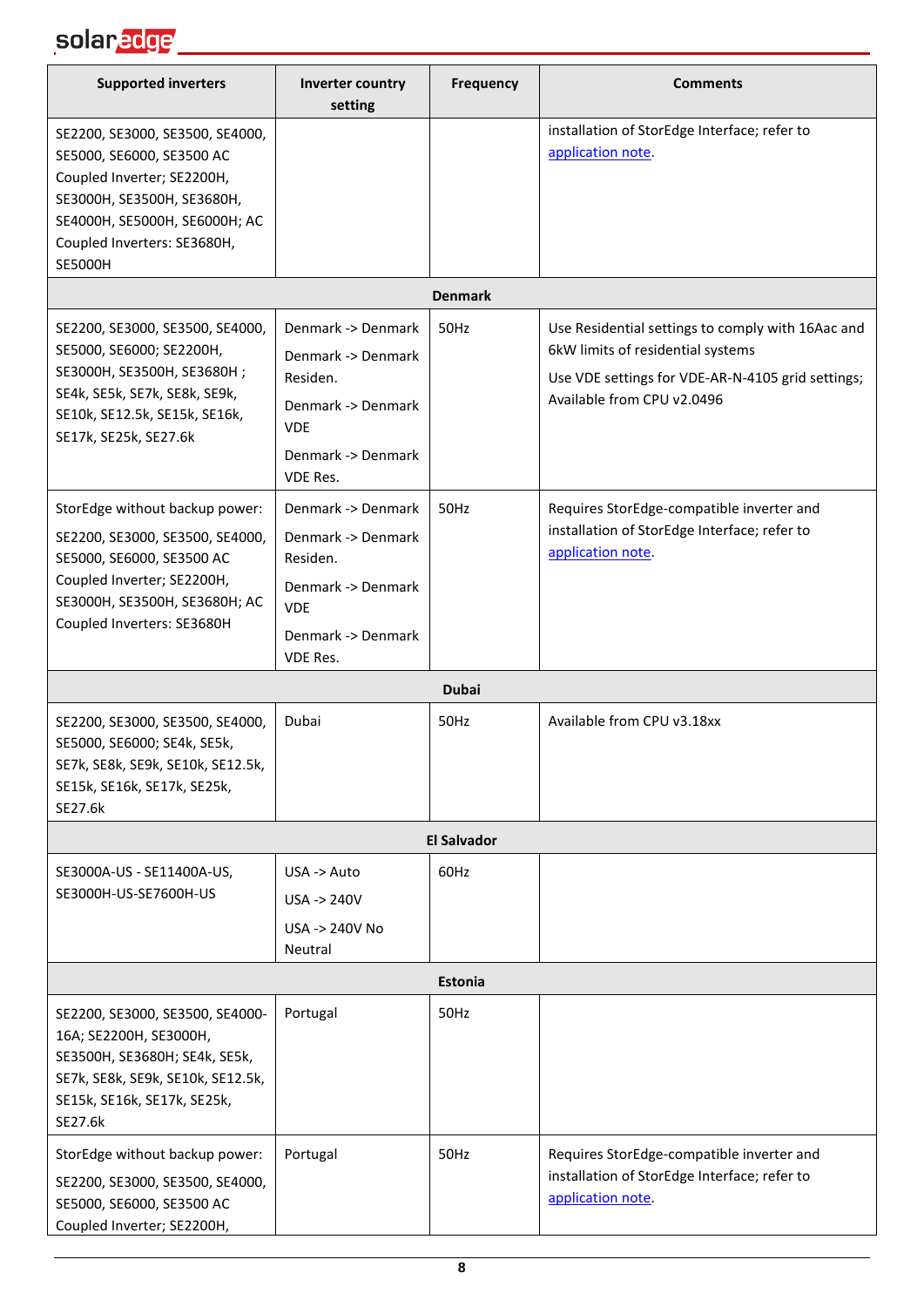| Supported inverters | Inverter country setting | Frequency | Comments |
|---|---|---|---|
| SE2200, SE3000, SE3500, SE4000, SE5000, SE6000, SE3500 AC Coupled Inverter; SE2200H, SE3000H, SE3500H, SE3680H, SE4000H, SE5000H, SE6000H; AC Coupled Inverters: SE3680H, SE5000H | | | installation of StorEdge Interface; refer to application note. |
| **Denmark** | | | |
| SE2200, SE3000, SE3500, SE4000, SE5000, SE6000; SE2200H, SE3000H, SE3500H, SE3680H ; SE4k, SE5k, SE7k, SE8k, SE9k, SE10k, SE12.5k, SE15k, SE16k, SE17k, SE25k, SE27.6k | Denmark -> Denmark<br>Denmark -> Denmark Residen.<br>Denmark -> Denmark VDE<br>Denmark -> Denmark VDE Res. | 50Hz | Use Residential settings to comply with 16Aac and 6kW limits of residential systems<br>Use VDE settings for VDE-AR-N-4105 grid settings; Available from CPU v2.0496 |
| StorEdge without backup power:<br>SE2200, SE3000, SE3500, SE4000, SE5000, SE6000, SE3500 AC Coupled Inverter; SE2200H, SE3000H, SE3500H, SE3680H; AC Coupled Inverters: SE3680H | Denmark -> Denmark<br>Denmark -> Denmark Residen.<br>Denmark -> Denmark VDE<br>Denmark -> Denmark VDE Res. | 50Hz | Requires StorEdge-compatible inverter and installation of StorEdge Interface; refer to application note. |
| **Dubai** | | | |
| SE2200, SE3000, SE3500, SE4000, SE5000, SE6000; SE4k, SE5k, SE7k, SE8k, SE9k, SE10k, SE12.5k, SE15k, SE16k, SE17k, SE25k, SE27.6k | Dubai | 50Hz | Available from CPU v3.18xx |
| **El Salvador** | | | |
| SE3000A-US - SE11400A-US, SE3000H-US-SE7600H-US | USA -> Auto<br>USA -> 240V<br>USA -> 240V No Neutral | 60Hz | |
| **Estonia** | | | |
| SE2200, SE3000, SE3500, SE4000-16A; SE2200H, SE3000H, SE3500H, SE3680H; SE4k, SE5k, SE7k, SE8k, SE9k, SE10k, SE12.5k, SE15k, SE16k, SE17k, SE25k, SE27.6k | Portugal | 50Hz | |
| StorEdge without backup power:<br>SE2200, SE3000, SE3500, SE4000, SE5000, SE6000, SE3500 AC Coupled Inverter; SE2200H, | Portugal | 50Hz | Requires StorEdge-compatible inverter and installation of StorEdge Interface; refer to application note. |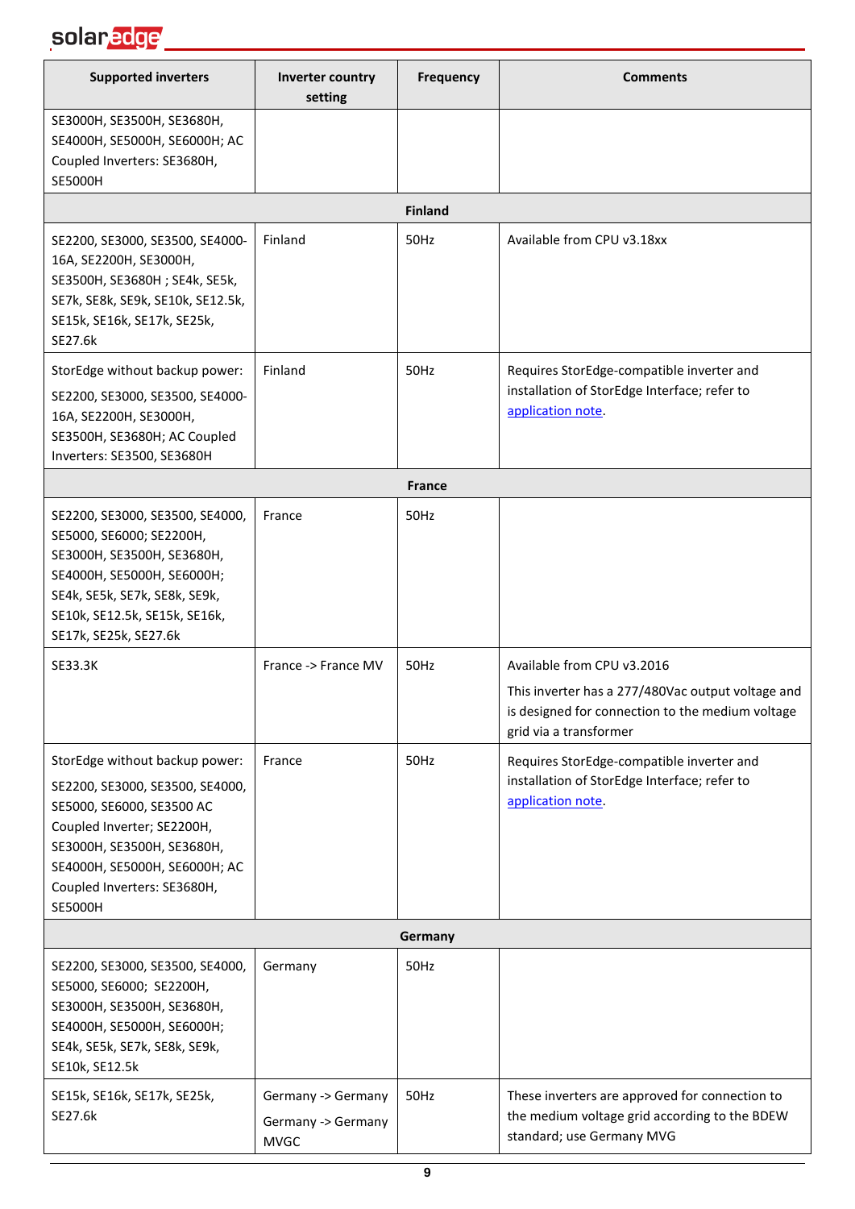| Supported inverters | Inverter country setting | Frequency | Comments |
|---|---|---|---|
| SE3000H, SE3500H, SE3680H, SE4000H, SE5000H, SE6000H; AC Coupled Inverters: SE3680H, SE5000H | | | |
| **Finland** | | | |
| SE2200, SE3000, SE3500, SE4000-16A, SE2200H, SE3000H, SE3500H, SE3680H ; SE4k, SE5k, SE7k, SE8k, SE9k, SE10k, SE12.5k, SE15k, SE16k, SE17k, SE25k, SE27.6k | Finland | 50Hz | Available from CPU v3.18xx |
| StorEdge without backup power: SE2200, SE3000, SE3500, SE4000-16A, SE2200H, SE3000H, SE3500H, SE3680H; AC Coupled Inverters: SE3500, SE3680H | Finland | 50Hz | Requires StorEdge-compatible inverter and installation of StorEdge Interface; refer to application note. |
| **France** | | | |
| SE2200, SE3000, SE3500, SE4000, SE5000, SE6000; SE2200H, SE3000H, SE3500H, SE3680H, SE4000H, SE5000H, SE6000H; SE4k, SE5k, SE7k, SE8k, SE9k, SE10k, SE12.5k, SE15k, SE16k, SE17k, SE25k, SE27.6k | France | 50Hz | |
| SE33.3K | France -> France MV | 50Hz | Available from CPU v3.2016<br>This inverter has a 277/480Vac output voltage and is designed for connection to the medium voltage grid via a transformer |
| StorEdge without backup power: SE2200, SE3000, SE3500, SE4000, SE5000, SE6000, SE3500 AC Coupled Inverter; SE2200H, SE3000H, SE3500H, SE3680H, SE4000H, SE5000H, SE6000H; AC Coupled Inverters: SE3680H, SE5000H | France | 50Hz | Requires StorEdge-compatible inverter and installation of StorEdge Interface; refer to application note. |
| **Germany** | | | |
| SE2200, SE3000, SE3500, SE4000, SE5000, SE6000; SE2200H, SE3000H, SE3500H, SE3680H, SE4000H, SE5000H, SE6000H; SE4k, SE5k, SE7k, SE8k, SE9k, SE10k, SE12.5k | Germany | 50Hz | |
| SE15k, SE16k, SE17k, SE25k, SE27.6k | Germany -> Germany<br>Germany -> Germany MVGC | 50Hz | These inverters are approved for connection to the medium voltage grid according to the BDEW standard; use Germany MVG |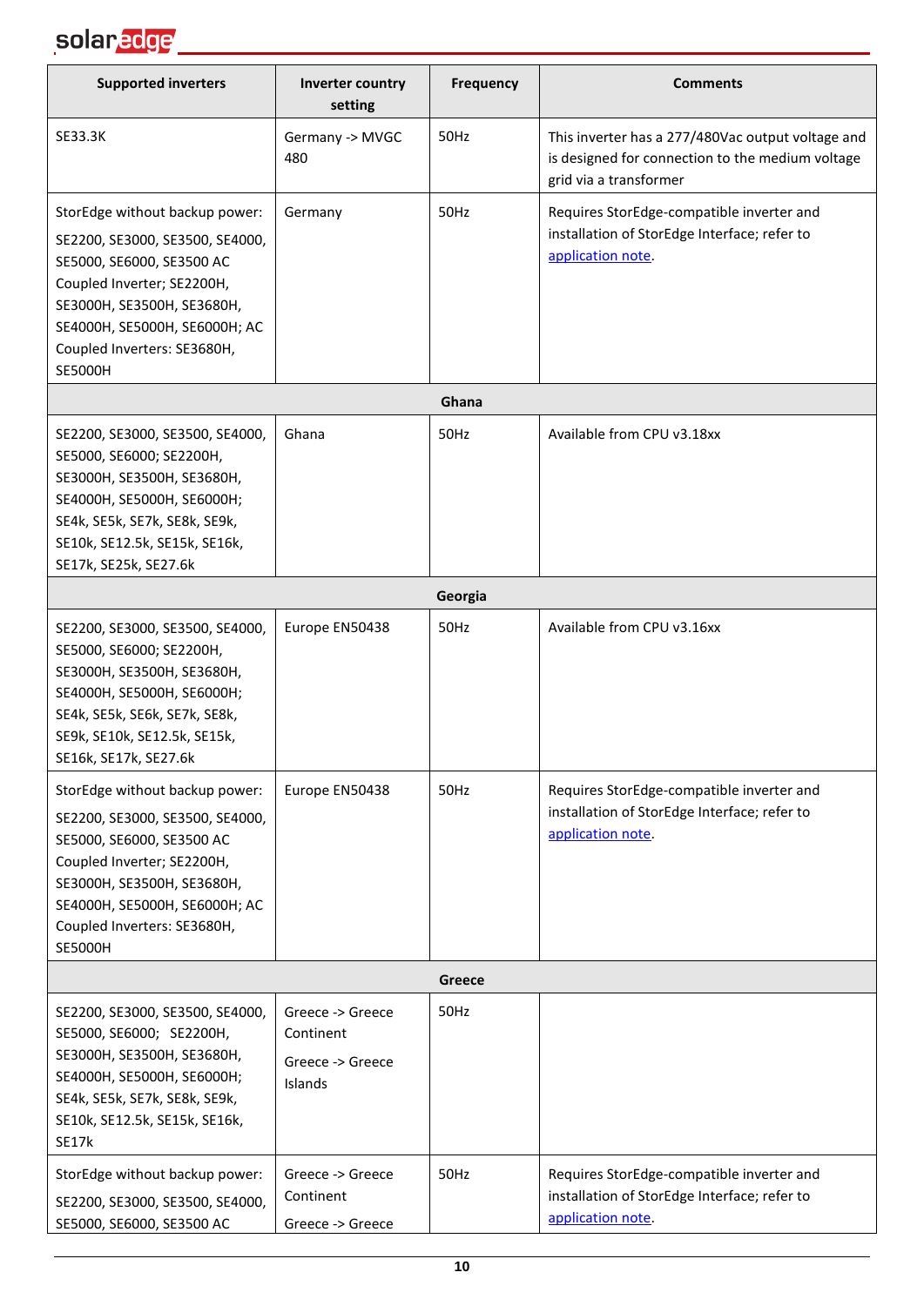| Supported inverters | Inverter country setting | Frequency | Comments |
|---|---|---|---|
| SE33.3K | Germany -> MVGC 480 | 50Hz | This inverter has a 277/480Vac output voltage and is designed for connection to the medium voltage grid via a transformer |
| StorEdge without backup power: SE2200, SE3000, SE3500, SE4000, SE5000, SE6000, SE3500 AC Coupled Inverter; SE2200H, SE3000H, SE3500H, SE3680H, SE4000H, SE5000H, SE6000H; AC Coupled Inverters: SE3680H, SE5000H | Germany | 50Hz | Requires StorEdge-compatible inverter and installation of StorEdge Interface; refer to application note. |
| **Ghana** | | | |
| SE2200, SE3000, SE3500, SE4000, SE5000, SE6000; SE2200H, SE3000H, SE3500H, SE3680H, SE4000H, SE5000H, SE6000H; SE4k, SE5k, SE7k, SE8k, SE9k, SE10k, SE12.5k, SE15k, SE16k, SE17k, SE25k, SE27.6k | Ghana | 50Hz | Available from CPU v3.18xx |
| **Georgia** | | | |
| SE2200, SE3000, SE3500, SE4000, SE5000, SE6000; SE2200H, SE3000H, SE3500H, SE3680H, SE4000H, SE5000H, SE6000H; SE4k, SE5k, SE6k, SE7k, SE8k, SE9k, SE10k, SE12.5k, SE15k, SE16k, SE17k, SE27.6k | Europe EN50438 | 50Hz | Available from CPU v3.16xx |
| StorEdge without backup power: SE2200, SE3000, SE3500, SE4000, SE5000, SE6000, SE3500 AC Coupled Inverter; SE2200H, SE3000H, SE3500H, SE3680H, SE4000H, SE5000H, SE6000H; AC Coupled Inverters: SE3680H, SE5000H | Europe EN50438 | 50Hz | Requires StorEdge-compatible inverter and installation of StorEdge Interface; refer to application note. |
| **Greece** | | | |
| SE2200, SE3000, SE3500, SE4000, SE5000, SE6000; SE2200H, SE3000H, SE3500H, SE3680H, SE4000H, SE5000H, SE6000H; SE4k, SE5k, SE7k, SE8k, SE9k, SE10k, SE12.5k, SE15k, SE16k, SE17k | Greece -> Greece Continent<br>Greece -> Greece Islands | 50Hz | |
| StorEdge without backup power: SE2200, SE3000, SE3500, SE4000, SE5000, SE6000, SE3500 AC | Greece -> Greece Continent<br>Greece -> Greece | 50Hz | Requires StorEdge-compatible inverter and installation of StorEdge Interface; refer to application note. |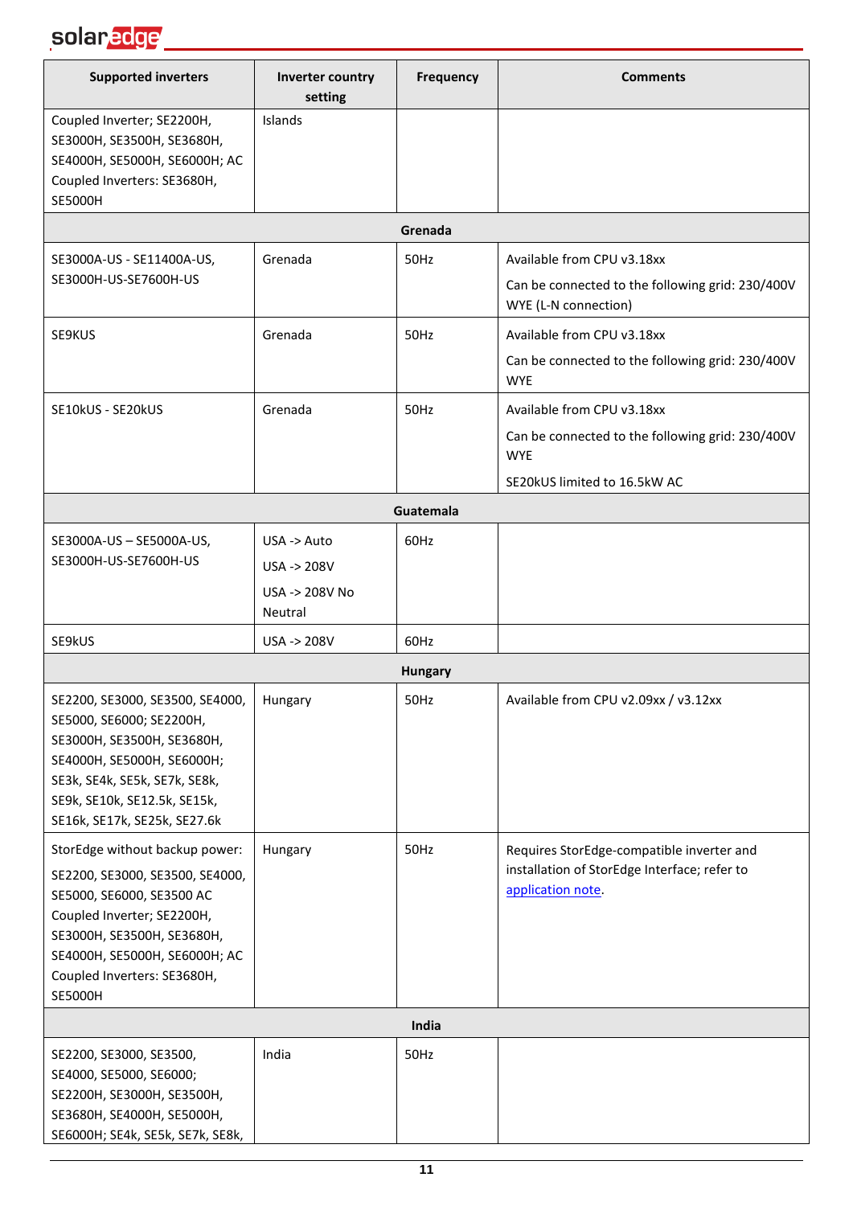| Supported inverters | Inverter country setting | Frequency | Comments |
|---|---|---|---|
| Coupled Inverter; SE2200H, SE3000H, SE3500H, SE3680H, SE4000H, SE5000H, SE6000H; AC Coupled Inverters: SE3680H, SE5000H | Islands | | |
| **Grenada** | | | |
| SE3000A-US - SE11400A-US, SE3000H-US-SE7600H-US | Grenada | 50Hz | Available from CPU v3.18xx<br>Can be connected to the following grid: 230/400V WYE (L-N connection) |
| SE9KUS | Grenada | 50Hz | Available from CPU v3.18xx<br>Can be connected to the following grid: 230/400V WYE |
| SE10kUS - SE20kUS | Grenada | 50Hz | Available from CPU v3.18xx<br>Can be connected to the following grid: 230/400V WYE<br>SE20kUS limited to 16.5kW AC |
| **Guatemala** | | | |
| SE3000A-US – SE5000A-US, SE3000H-US-SE7600H-US | USA -> Auto<br>USA -> 208V<br>USA -> 208V No Neutral | 60Hz | |
| SE9kUS | USA -> 208V | 60Hz | |
| **Hungary** | | | |
| SE2200, SE3000, SE3500, SE4000, SE5000, SE6000; SE2200H, SE3000H, SE3500H, SE3680H, SE4000H, SE5000H, SE6000H; SE3k, SE4k, SE5k, SE7k, SE8k, SE9k, SE10k, SE12.5k, SE15k, SE16k, SE17k, SE25k, SE27.6k | Hungary | 50Hz | Available from CPU v2.09xx / v3.12xx |
| StorEdge without backup power:<br>SE2200, SE3000, SE3500, SE4000, SE5000, SE6000, SE3500 AC Coupled Inverter; SE2200H, SE3000H, SE3500H, SE3680H, SE4000H, SE5000H, SE6000H; AC Coupled Inverters: SE3680H, SE5000H | Hungary | 50Hz | Requires StorEdge-compatible inverter and installation of StorEdge Interface; refer to application note. |
| **India** | | | |
| SE2200, SE3000, SE3500, SE4000, SE5000, SE6000; SE2200H, SE3000H, SE3500H, SE3680H, SE4000H, SE5000H, SE6000H; SE4k, SE5k, SE7k, SE8k, | India | 50Hz | |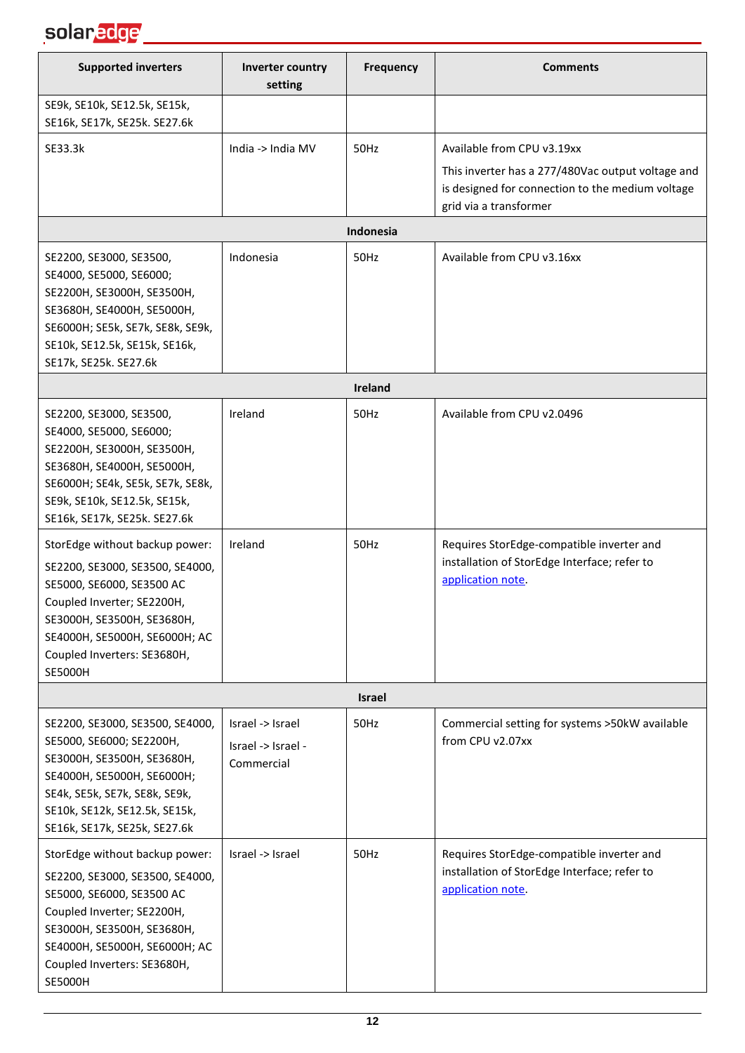| Supported inverters | Inverter country setting | Frequency | Comments |
|---|---|---|---|
| SE9k, SE10k, SE12.5k, SE15k, SE16k, SE17k, SE25k. SE27.6k | | | |
| SE33.3k | India -> India MV | 50Hz | Available from CPU v3.19xx<br>This inverter has a 277/480Vac output voltage and is designed for connection to the medium voltage grid via a transformer |
| **Indonesia** | | | |
| SE2200, SE3000, SE3500, SE4000, SE5000, SE6000; SE2200H, SE3000H, SE3500H, SE3680H, SE4000H, SE5000H, SE6000H; SE5k, SE7k, SE8k, SE9k, SE10k, SE12.5k, SE15k, SE16k, SE17k, SE25k. SE27.6k | Indonesia | 50Hz | Available from CPU v3.16xx |
| **Ireland** | | | |
| SE2200, SE3000, SE3500, SE4000, SE5000, SE6000; SE2200H, SE3000H, SE3500H, SE3680H, SE4000H, SE5000H, SE6000H; SE4k, SE5k, SE7k, SE8k, SE9k, SE10k, SE12.5k, SE15k, SE16k, SE17k, SE25k. SE27.6k | Ireland | 50Hz | Available from CPU v2.0496 |
| StorEdge without backup power:<br>SE2200, SE3000, SE3500, SE4000, SE5000, SE6000, SE3500 AC Coupled Inverter; SE2200H, SE3000H, SE3500H, SE3680H, SE4000H, SE5000H, SE6000H; AC Coupled Inverters: SE3680H, SE5000H | Ireland | 50Hz | Requires StorEdge-compatible inverter and installation of StorEdge Interface; refer to application note. |
| **Israel** | | | |
| SE2200, SE3000, SE3500, SE4000, SE5000, SE6000; SE2200H, SE3000H, SE3500H, SE3680H, SE4000H, SE5000H, SE6000H; SE4k, SE5k, SE7k, SE8k, SE9k, SE10k, SE12k, SE12.5k, SE15k, SE16k, SE17k, SE25k, SE27.6k | Israel -> Israel<br>Israel -> Israel - Commercial | 50Hz | Commercial setting for systems >50kW available from CPU v2.07xx |
| StorEdge without backup power:<br>SE2200, SE3000, SE3500, SE4000, SE5000, SE6000, SE3500 AC Coupled Inverter; SE2200H, SE3000H, SE3500H, SE3680H, SE4000H, SE5000H, SE6000H; AC Coupled Inverters: SE3680H, SE5000H | Israel -> Israel | 50Hz | Requires StorEdge-compatible inverter and installation of StorEdge Interface; refer to application note. |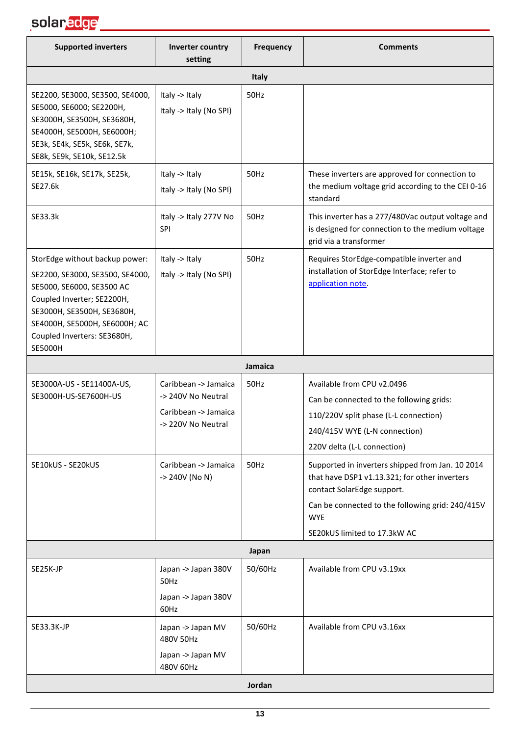| Supported inverters | Inverter country setting | Frequency | Comments |
|---|---|---|---|
| | | **Italy** | |
| SE2200, SE3000, SE3500, SE4000, SE5000, SE6000; SE2200H, SE3000H, SE3500H, SE3680H, SE4000H, SE5000H, SE6000H; SE3k, SE4k, SE5k, SE6k, SE7k, SE8k, SE9k, SE10k, SE12.5k | Italy -> Italy<br>Italy -> Italy (No SPI) | 50Hz | |
| SE15k, SE16k, SE17k, SE25k, SE27.6k | Italy -> Italy<br>Italy -> Italy (No SPI) | 50Hz | These inverters are approved for connection to the medium voltage grid according to the CEI 0-16 standard |
| SE33.3k | Italy -> Italy 277V No SPI | 50Hz | This inverter has a 277/480Vac output voltage and is designed for connection to the medium voltage grid via a transformer |
| StorEdge without backup power:<br>SE2200, SE3000, SE3500, SE4000, SE5000, SE6000, SE3500 AC Coupled Inverter; SE2200H, SE3000H, SE3500H, SE3680H, SE4000H, SE5000H, SE6000H; AC Coupled Inverters: SE3680H, SE5000H | Italy -> Italy<br>Italy -> Italy (No SPI) | 50Hz | Requires StorEdge-compatible inverter and installation of StorEdge Interface; refer to application note. |
| | | **Jamaica** | |
| SE3000A-US - SE11400A-US, SE3000H-US-SE7600H-US | Caribbean -> Jamaica -> 240V No Neutral<br>Caribbean -> Jamaica -> 220V No Neutral | 50Hz | Available from CPU v2.0496<br>Can be connected to the following grids:<br>110/220V split phase (L-L connection)<br>240/415V WYE (L-N connection)<br>220V delta (L-L connection) |
| SE10kUS - SE20kUS | Caribbean -> Jamaica -> 240V (No N) | 50Hz | Supported in inverters shipped from Jan. 10 2014 that have DSP1 v1.13.321; for other inverters contact SolarEdge support.<br>Can be connected to the following grid: 240/415V WYE<br>SE20kUS limited to 17.3kW AC |
| | | **Japan** | |
| SE25K-JP | Japan -> Japan 380V 50Hz<br>Japan -> Japan 380V 60Hz | 50/60Hz | Available from CPU v3.19xx |
| SE33.3K-JP | Japan -> Japan MV 480V 50Hz<br>Japan -> Japan MV 480V 60Hz | 50/60Hz | Available from CPU v3.16xx |
| | | **Jordan** | |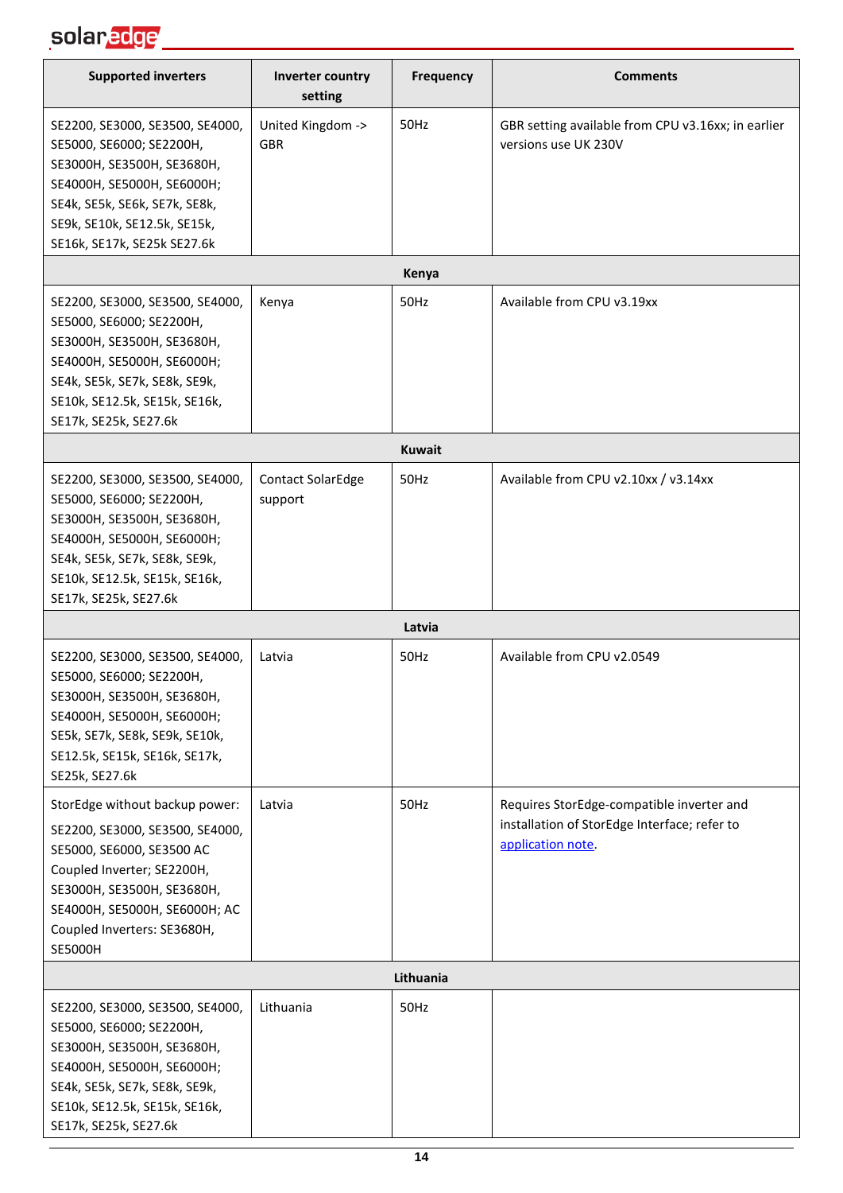| Supported inverters | Inverter country setting | Frequency | Comments |
|---|---|---|---|
| SE2200, SE3000, SE3500, SE4000, SE5000, SE6000; SE2200H, SE3000H, SE3500H, SE3680H, SE4000H, SE5000H, SE6000H; SE4k, SE5k, SE6k, SE7k, SE8k, SE9k, SE10k, SE12.5k, SE15k, SE16k, SE17k, SE25k SE27.6k | United Kingdom -> GBR | 50Hz | GBR setting available from CPU v3.16xx; in earlier versions use UK 230V |
| **Kenya** | | | |
| SE2200, SE3000, SE3500, SE4000, SE5000, SE6000; SE2200H, SE3000H, SE3500H, SE3680H, SE4000H, SE5000H, SE6000H; SE4k, SE5k, SE7k, SE8k, SE9k, SE10k, SE12.5k, SE15k, SE16k, SE17k, SE25k, SE27.6k | Kenya | 50Hz | Available from CPU v3.19xx |
| **Kuwait** | | | |
| SE2200, SE3000, SE3500, SE4000, SE5000, SE6000; SE2200H, SE3000H, SE3500H, SE3680H, SE4000H, SE5000H, SE6000H; SE4k, SE5k, SE7k, SE8k, SE9k, SE10k, SE12.5k, SE15k, SE16k, SE17k, SE25k, SE27.6k | Contact SolarEdge support | 50Hz | Available from CPU v2.10xx / v3.14xx |
| **Latvia** | | | |
| SE2200, SE3000, SE3500, SE4000, SE5000, SE6000; SE2200H, SE3000H, SE3500H, SE3680H, SE4000H, SE5000H, SE6000H; SE5k, SE7k, SE8k, SE9k, SE10k, SE12.5k, SE15k, SE16k, SE17k, SE25k, SE27.6k | Latvia | 50Hz | Available from CPU v2.0549 |
| StorEdge without backup power: SE2200, SE3000, SE3500, SE4000, SE5000, SE6000, SE3500 AC Coupled Inverter; SE2200H, SE3000H, SE3500H, SE3680H, SE4000H, SE5000H, SE6000H; AC Coupled Inverters: SE3680H, SE5000H | Latvia | 50Hz | Requires StorEdge-compatible inverter and installation of StorEdge Interface; refer to application note. |
| **Lithuania** | | | |
| SE2200, SE3000, SE3500, SE4000, SE5000, SE6000; SE2200H, SE3000H, SE3500H, SE3680H, SE4000H, SE5000H, SE6000H; SE4k, SE5k, SE7k, SE8k, SE9k, SE10k, SE12.5k, SE15k, SE16k, SE17k, SE25k, SE27.6k | Lithuania | 50Hz | |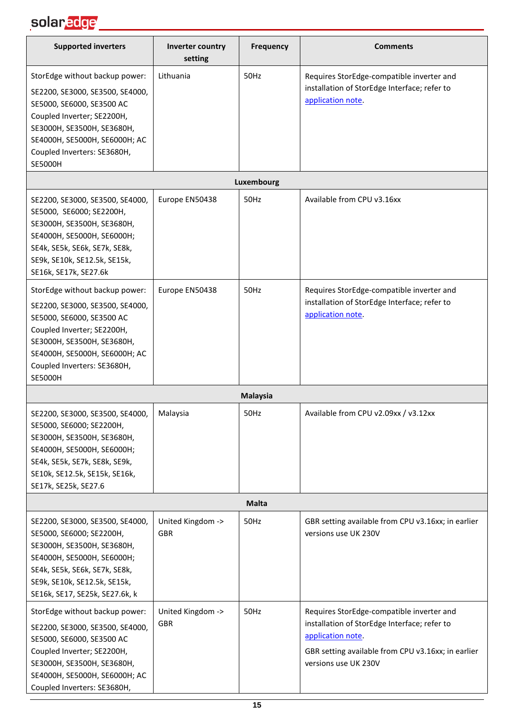| Supported inverters | Inverter country setting | Frequency | Comments |
|---|---|---|---|
| StorEdge without backup power: SE2200, SE3000, SE3500, SE4000, SE5000, SE6000, SE3500 AC Coupled Inverter; SE2200H, SE3000H, SE3500H, SE3680H, SE4000H, SE5000H, SE6000H; AC Coupled Inverters: SE3680H, SE5000H | Lithuania | 50Hz | Requires StorEdge-compatible inverter and installation of StorEdge Interface; refer to application note. |
| **Luxembourg** | | | |
| SE2200, SE3000, SE3500, SE4000, SE5000, SE6000; SE2200H, SE3000H, SE3500H, SE3680H, SE4000H, SE5000H, SE6000H; SE4k, SE5k, SE6k, SE7k, SE8k, SE9k, SE10k, SE12.5k, SE15k, SE16k, SE17k, SE27.6k | Europe EN50438 | 50Hz | Available from CPU v3.16xx |
| StorEdge without backup power: SE2200, SE3000, SE3500, SE4000, SE5000, SE6000, SE3500 AC Coupled Inverter; SE2200H, SE3000H, SE3500H, SE3680H, SE4000H, SE5000H, SE6000H; AC Coupled Inverters: SE3680H, SE5000H | Europe EN50438 | 50Hz | Requires StorEdge-compatible inverter and installation of StorEdge Interface; refer to application note. |
| **Malaysia** | | | |
| SE2200, SE3000, SE3500, SE4000, SE5000, SE6000; SE2200H, SE3000H, SE3500H, SE3680H, SE4000H, SE5000H, SE6000H; SE4k, SE5k, SE7k, SE8k, SE9k, SE10k, SE12.5k, SE15k, SE16k, SE17k, SE25k, SE27.6 | Malaysia | 50Hz | Available from CPU v2.09xx / v3.12xx |
| **Malta** | | | |
| SE2200, SE3000, SE3500, SE4000, SE5000, SE6000; SE2200H, SE3000H, SE3500H, SE3680H, SE4000H, SE5000H, SE6000H; SE4k, SE5k, SE6k, SE7k, SE8k, SE9k, SE10k, SE12.5k, SE15k, SE16k, SE17, SE25k, SE27.6k, k | United Kingdom -> GBR | 50Hz | GBR setting available from CPU v3.16xx; in earlier versions use UK 230V |
| StorEdge without backup power: SE2200, SE3000, SE3500, SE4000, SE5000, SE6000, SE3500 AC Coupled Inverter; SE2200H, SE3000H, SE3500H, SE3680H, SE4000H, SE5000H, SE6000H; AC Coupled Inverters: SE3680H, | United Kingdom -> GBR | 50Hz | Requires StorEdge-compatible inverter and installation of StorEdge Interface; refer to application note. GBR setting available from CPU v3.16xx; in earlier versions use UK 230V |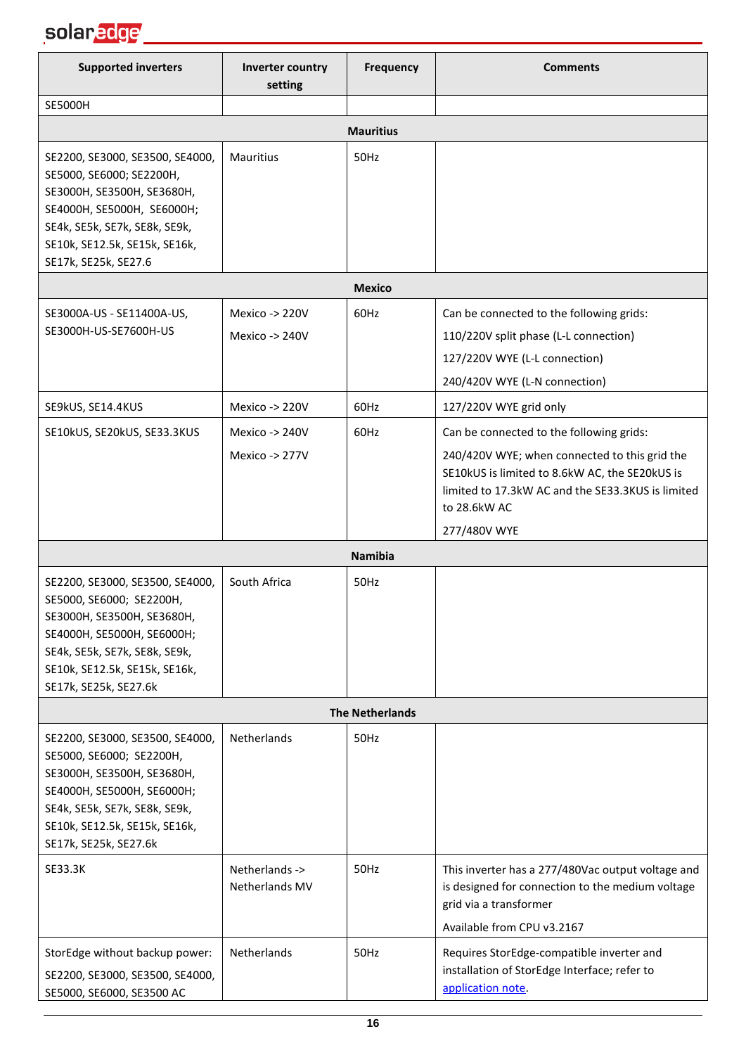| Supported inverters | Inverter country setting | Frequency | Comments |
|---|---|---|---|
| SE5000H | | | |
| **Mauritius** | | | |
| SE2200, SE3000, SE3500, SE4000, SE5000, SE6000; SE2200H, SE3000H, SE3500H, SE3680H, SE4000H, SE5000H, SE6000H; SE4k, SE5k, SE7k, SE8k, SE9k, SE10k, SE12.5k, SE15k, SE16k, SE17k, SE25k, SE27.6 | Mauritius | 50Hz | |
| **Mexico** | | | |
| SE3000A-US - SE11400A-US, SE3000H-US-SE7600H-US | Mexico -> 220V<br>Mexico -> 240V | 60Hz | Can be connected to the following grids:<br>110/220V split phase (L-L connection)<br>127/220V WYE (L-L connection)<br>240/420V WYE (L-N connection) |
| SE9kUS, SE14.4KUS | Mexico -> 220V | 60Hz | 127/220V WYE grid only |
| SE10kUS, SE20kUS, SE33.3KUS | Mexico -> 240V<br>Mexico -> 277V | 60Hz | Can be connected to the following grids:<br>240/420V WYE; when connected to this grid the SE10kUS is limited to 8.6kW AC, the SE20kUS is limited to 17.3kW AC and the SE33.3KUS is limited to 28.6kW AC<br>277/480V WYE |
| **Namibia** | | | |
| SE2200, SE3000, SE3500, SE4000, SE5000, SE6000; SE2200H, SE3000H, SE3500H, SE3680H, SE4000H, SE5000H, SE6000H; SE4k, SE5k, SE7k, SE8k, SE9k, SE10k, SE12.5k, SE15k, SE16k, SE17k, SE25k, SE27.6k | South Africa | 50Hz | |
| **The Netherlands** | | | |
| SE2200, SE3000, SE3500, SE4000, SE5000, SE6000; SE2200H, SE3000H, SE3500H, SE3680H, SE4000H, SE5000H, SE6000H; SE4k, SE5k, SE7k, SE8k, SE9k, SE10k, SE12.5k, SE15k, SE16k, SE17k, SE25k, SE27.6k | Netherlands | 50Hz | |
| SE33.3K | Netherlands -> Netherlands MV | 50Hz | This inverter has a 277/480Vac output voltage and is designed for connection to the medium voltage grid via a transformer<br>Available from CPU v3.2167 |
| StorEdge without backup power:<br>SE2200, SE3000, SE3500, SE4000, SE5000, SE6000, SE3500 AC | Netherlands | 50Hz | Requires StorEdge-compatible inverter and installation of StorEdge Interface; refer to application note. |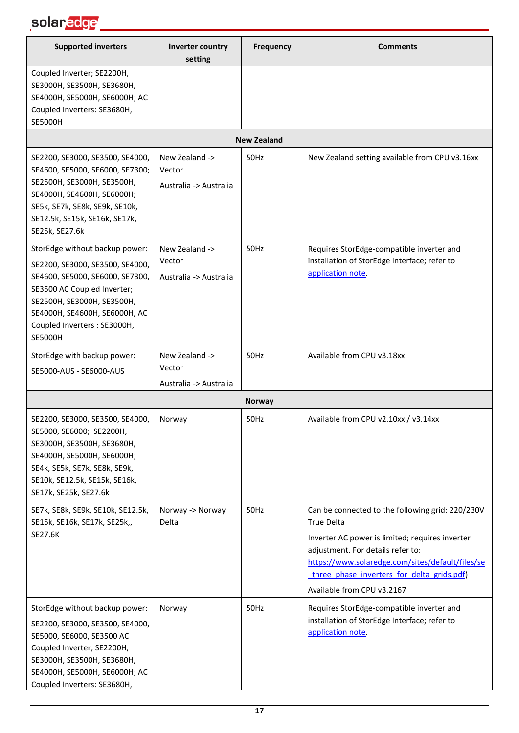| Supported inverters | Inverter country setting | Frequency | Comments |
|---|---|---|---|
| Coupled Inverter; SE2200H, SE3000H, SE3500H, SE3680H, SE4000H, SE5000H, SE6000H; AC Coupled Inverters: SE3680H, SE5000H | | | |
| **New Zealand** | | | |
| SE2200, SE3000, SE3500, SE4000, SE4600, SE5000, SE6000, SE7300; SE2500H, SE3000H, SE3500H, SE4000H, SE4600H, SE6000H; SE5k, SE7k, SE8k, SE9k, SE10k, SE12.5k, SE15k, SE16k, SE17k, SE25k, SE27.6k | New Zealand -> Vector<br>Australia -> Australia | 50Hz | New Zealand setting available from CPU v3.16xx |
| StorEdge without backup power:<br>SE2200, SE3000, SE3500, SE4000, SE4600, SE5000, SE6000, SE7300, SE3500 AC Coupled Inverter; SE2500H, SE3000H, SE3500H, SE4000H, SE4600H, SE6000H, AC Coupled Inverters : SE3000H, SE5000H | New Zealand -> Vector<br>Australia -> Australia | 50Hz | Requires StorEdge-compatible inverter and installation of StorEdge Interface; refer to application note. |
| StorEdge with backup power:<br>SE5000-AUS - SE6000-AUS | New Zealand -> Vector<br>Australia -> Australia | 50Hz | Available from CPU v3.18xx |
| **Norway** | | | |
| SE2200, SE3000, SE3500, SE4000, SE5000, SE6000; SE2200H, SE3000H, SE3500H, SE3680H, SE4000H, SE5000H, SE6000H; SE4k, SE5k, SE7k, SE8k, SE9k, SE10k, SE12.5k, SE15k, SE16k, SE17k, SE25k, SE27.6k | Norway | 50Hz | Available from CPU v2.10xx / v3.14xx |
| SE7k, SE8k, SE9k, SE10k, SE12.5k, SE15k, SE16k, SE17k, SE25k,, SE27.6K | Norway -> Norway Delta | 50Hz | Can be connected to the following grid: 220/230V True Delta<br>Inverter AC power is limited; requires inverter adjustment. For details refer to: https://www.solaredge.com/sites/default/files/se_three_phase_inverters_for_delta_grids.pdf)<br>Available from CPU v3.2167 |
| StorEdge without backup power:<br>SE2200, SE3000, SE3500, SE4000, SE5000, SE6000, SE3500 AC Coupled Inverter; SE2200H, SE3000H, SE3500H, SE3680H, SE4000H, SE5000H, SE6000H; AC Coupled Inverters: SE3680H, | Norway | 50Hz | Requires StorEdge-compatible inverter and installation of StorEdge Interface; refer to application note. |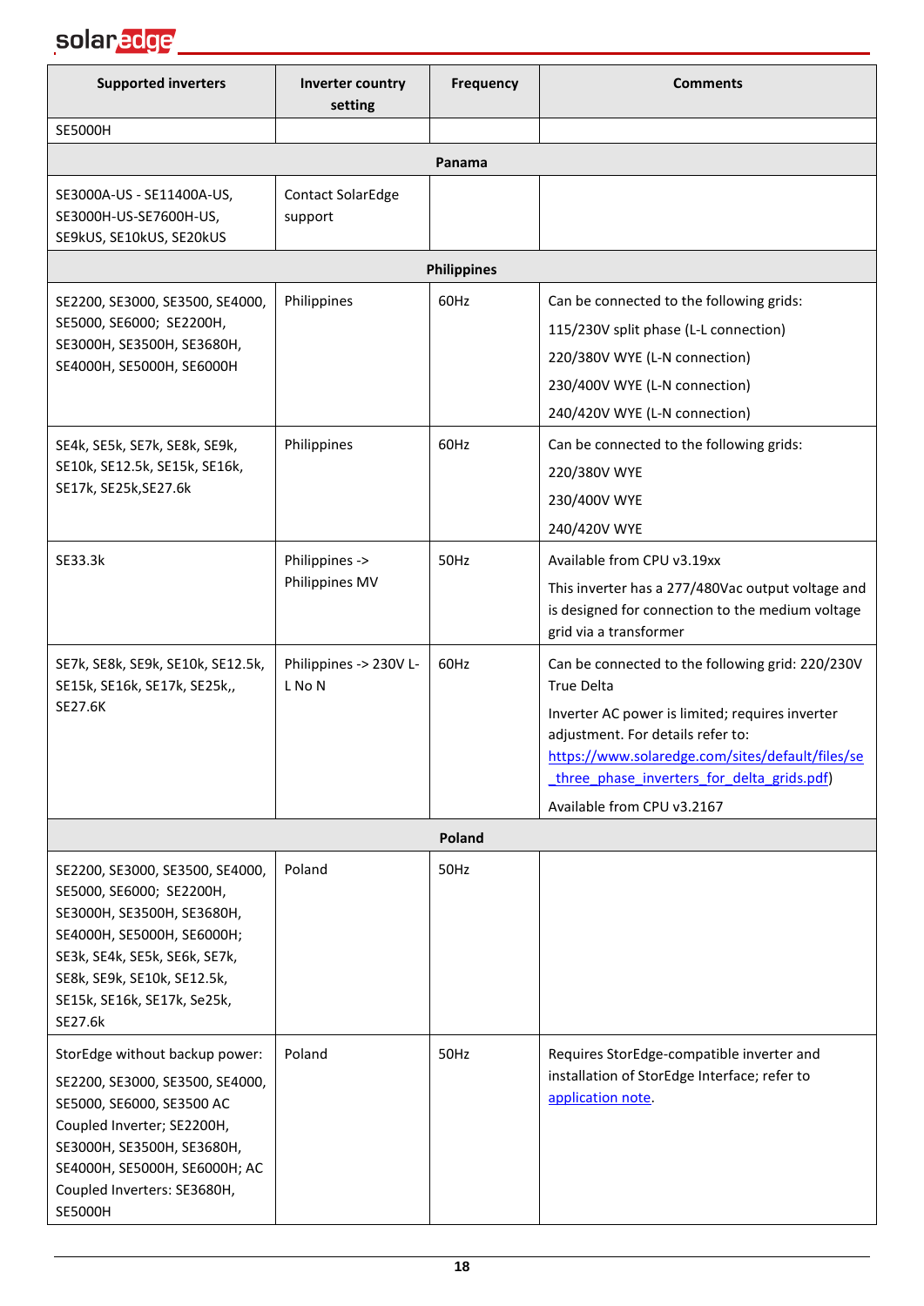| Supported inverters | Inverter country setting | Frequency | Comments |
|---|---|---|---|
| SE5000H | | | |
| | | **Panama** | |
| SE3000A-US - SE11400A-US, SE3000H-US-SE7600H-US, SE9kUS, SE10kUS, SE20kUS | Contact SolarEdge support | | |
| | | **Philippines** | |
| SE2200, SE3000, SE3500, SE4000, SE5000, SE6000; SE2200H, SE3000H, SE3500H, SE3680H, SE4000H, SE5000H, SE6000H | Philippines | 60Hz | Can be connected to the following grids:<br>115/230V split phase (L-L connection)<br>220/380V WYE (L-N connection)<br>230/400V WYE (L-N connection)<br>240/420V WYE (L-N connection) |
| SE4k, SE5k, SE7k, SE8k, SE9k, SE10k, SE12.5k, SE15k, SE16k, SE17k, SE25k,SE27.6k | Philippines | 60Hz | Can be connected to the following grids:<br>220/380V WYE<br>230/400V WYE<br>240/420V WYE |
| SE33.3k | Philippines -> Philippines MV | 50Hz | Available from CPU v3.19xx<br>This inverter has a 277/480Vac output voltage and is designed for connection to the medium voltage grid via a transformer |
| SE7k, SE8k, SE9k, SE10k, SE12.5k, SE15k, SE16k, SE17k, SE25k,, SE27.6K | Philippines -> 230V L-L No N | 60Hz | Can be connected to the following grid: 220/230V True Delta<br>Inverter AC power is limited; requires inverter adjustment. For details refer to: [https://www.solaredge.com/sites/default/files/se_three_phase_inverters_for_delta_grids.pdf](https://www.solaredge.com/sites/default/files/se_three_phase_inverters_for_delta_grids.pdf))<br>Available from CPU v3.2167 |
| | | **Poland** | |
| SE2200, SE3000, SE3500, SE4000, SE5000, SE6000; SE2200H, SE3000H, SE3500H, SE3680H, SE4000H, SE5000H, SE6000H; SE3k, SE4k, SE5k, SE6k, SE7k, SE8k, SE9k, SE10k, SE12.5k, SE15k, SE16k, SE17k, Se25k, SE27.6k | Poland | 50Hz | |
| StorEdge without backup power:<br>SE2200, SE3000, SE3500, SE4000, SE5000, SE6000, SE3500 AC Coupled Inverter; SE2200H, SE3000H, SE3500H, SE3680H, SE4000H, SE5000H, SE6000H; AC Coupled Inverters: SE3680H, SE5000H | Poland | 50Hz | Requires StorEdge-compatible inverter and installation of StorEdge Interface; refer to application note. |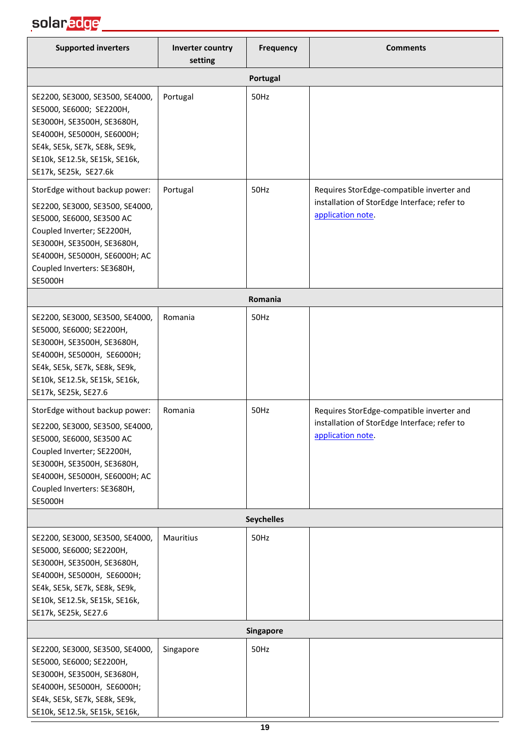| Supported inverters | Inverter country setting | Frequency | Comments |
|---|---|---|---|
| **Portugal** | | | |
| SE2200, SE3000, SE3500, SE4000, SE5000, SE6000; SE2200H, SE3000H, SE3500H, SE3680H, SE4000H, SE5000H, SE6000H; SE4k, SE5k, SE7k, SE8k, SE9k, SE10k, SE12.5k, SE15k, SE16k, SE17k, SE25k, SE27.6k | Portugal | 50Hz | |
| StorEdge without backup power: SE2200, SE3000, SE3500, SE4000, SE5000, SE6000, SE3500 AC Coupled Inverter; SE2200H, SE3000H, SE3500H, SE3680H, SE4000H, SE5000H, SE6000H; AC Coupled Inverters: SE3680H, SE5000H | Portugal | 50Hz | Requires StorEdge-compatible inverter and installation of StorEdge Interface; refer to application note. |
| **Romania** | | | |
| SE2200, SE3000, SE3500, SE4000, SE5000, SE6000; SE2200H, SE3000H, SE3500H, SE3680H, SE4000H, SE5000H, SE6000H; SE4k, SE5k, SE7k, SE8k, SE9k, SE10k, SE12.5k, SE15k, SE16k, SE17k, SE25k, SE27.6 | Romania | 50Hz | |
| StorEdge without backup power: SE2200, SE3000, SE3500, SE4000, SE5000, SE6000, SE3500 AC Coupled Inverter; SE2200H, SE3000H, SE3500H, SE3680H, SE4000H, SE5000H, SE6000H; AC Coupled Inverters: SE3680H, SE5000H | Romania | 50Hz | Requires StorEdge-compatible inverter and installation of StorEdge Interface; refer to application note. |
| **Seychelles** | | | |
| SE2200, SE3000, SE3500, SE4000, SE5000, SE6000; SE2200H, SE3000H, SE3500H, SE3680H, SE4000H, SE5000H, SE6000H; SE4k, SE5k, SE7k, SE8k, SE9k, SE10k, SE12.5k, SE15k, SE16k, SE17k, SE25k, SE27.6 | Mauritius | 50Hz | |
| **Singapore** | | | |
| SE2200, SE3000, SE3500, SE4000, SE5000, SE6000; SE2200H, SE3000H, SE3500H, SE3680H, SE4000H, SE5000H, SE6000H; SE4k, SE5k, SE7k, SE8k, SE9k, SE10k, SE12.5k, SE15k, SE16k, | Singapore | 50Hz | |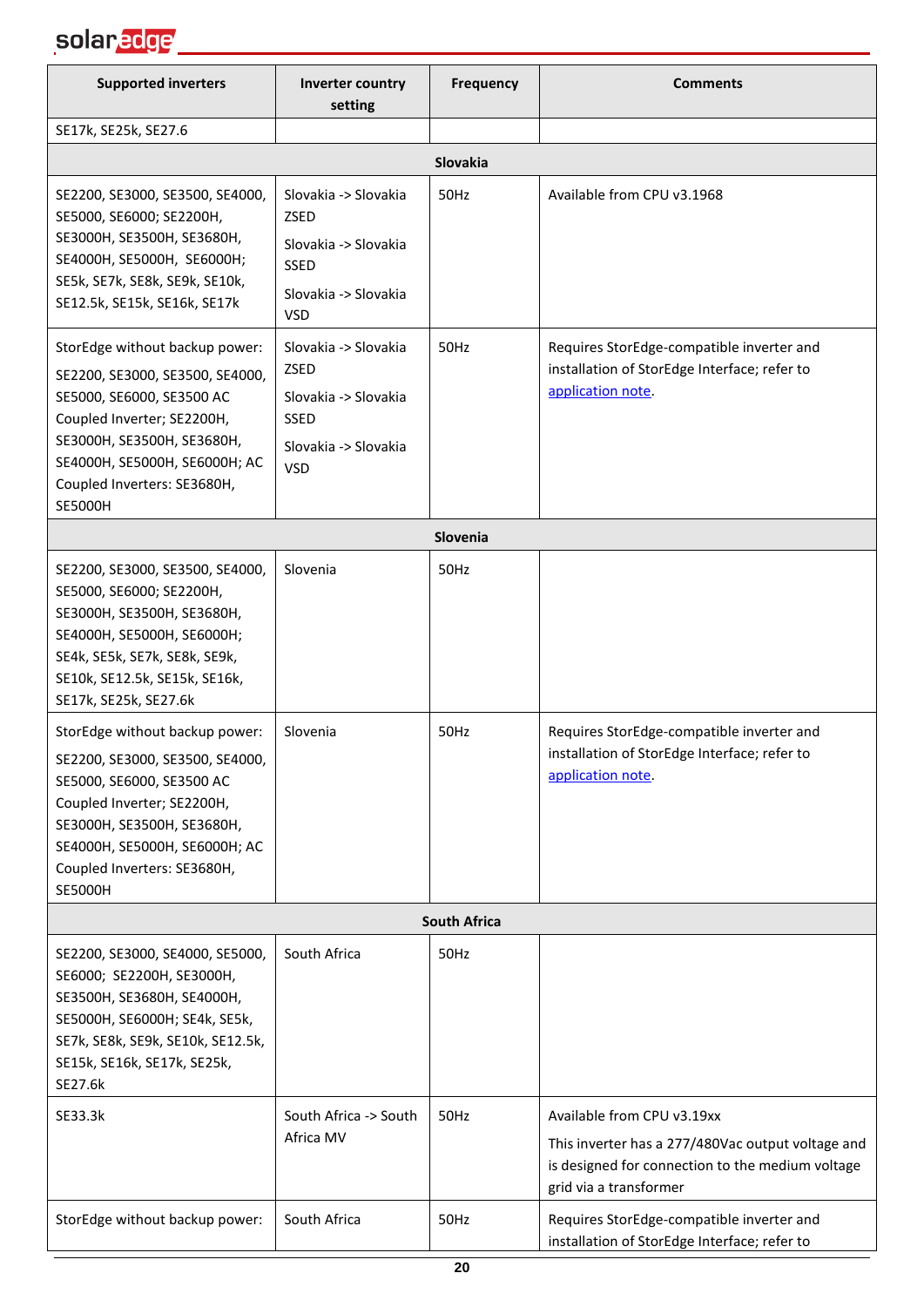| Supported inverters | Inverter country setting | Frequency | Comments |
|---|---|---|---|
| SE17k, SE25k, SE27.6 | | | |
| **Slovakia** | | | |
| SE2200, SE3000, SE3500, SE4000, SE5000, SE6000; SE2200H, SE3000H, SE3500H, SE3680H, SE4000H, SE5000H, SE6000H; SE5k, SE7k, SE8k, SE9k, SE10k, SE12.5k, SE15k, SE16k, SE17k | Slovakia -> Slovakia ZSED<br>Slovakia -> Slovakia SSED<br>Slovakia -> Slovakia VSD | 50Hz | Available from CPU v3.1968 |
| StorEdge without backup power: SE2200, SE3000, SE3500, SE4000, SE5000, SE6000, SE3500 AC Coupled Inverter; SE2200H, SE3000H, SE3500H, SE3680H, SE4000H, SE5000H, SE6000H; AC Coupled Inverters: SE3680H, SE5000H | Slovakia -> Slovakia ZSED<br>Slovakia -> Slovakia SSED<br>Slovakia -> Slovakia VSD | 50Hz | Requires StorEdge-compatible inverter and installation of StorEdge Interface; refer to application note. |
| **Slovenia** | | | |
| SE2200, SE3000, SE3500, SE4000, SE5000, SE6000; SE2200H, SE3000H, SE3500H, SE3680H, SE4000H, SE5000H, SE6000H; SE4k, SE5k, SE7k, SE8k, SE9k, SE10k, SE12.5k, SE15k, SE16k, SE17k, SE25k, SE27.6k | Slovenia | 50Hz | |
| StorEdge without backup power: SE2200, SE3000, SE3500, SE4000, SE5000, SE6000, SE3500 AC Coupled Inverter; SE2200H, SE3000H, SE3500H, SE3680H, SE4000H, SE5000H, SE6000H; AC Coupled Inverters: SE3680H, SE5000H | Slovenia | 50Hz | Requires StorEdge-compatible inverter and installation of StorEdge Interface; refer to application note. |
| **South Africa** | | | |
| SE2200, SE3000, SE4000, SE5000, SE6000; SE2200H, SE3000H, SE3500H, SE3680H, SE4000H, SE5000H, SE6000H; SE4k, SE5k, SE7k, SE8k, SE9k, SE10k, SE12.5k, SE15k, SE16k, SE17k, SE25k, SE27.6k | South Africa | 50Hz | |
| SE33.3k | South Africa -> South Africa MV | 50Hz | Available from CPU v3.19xx<br>This inverter has a 277/480Vac output voltage and is designed for connection to the medium voltage grid via a transformer |
| StorEdge without backup power: | South Africa | 50Hz | Requires StorEdge-compatible inverter and installation of StorEdge Interface; refer to |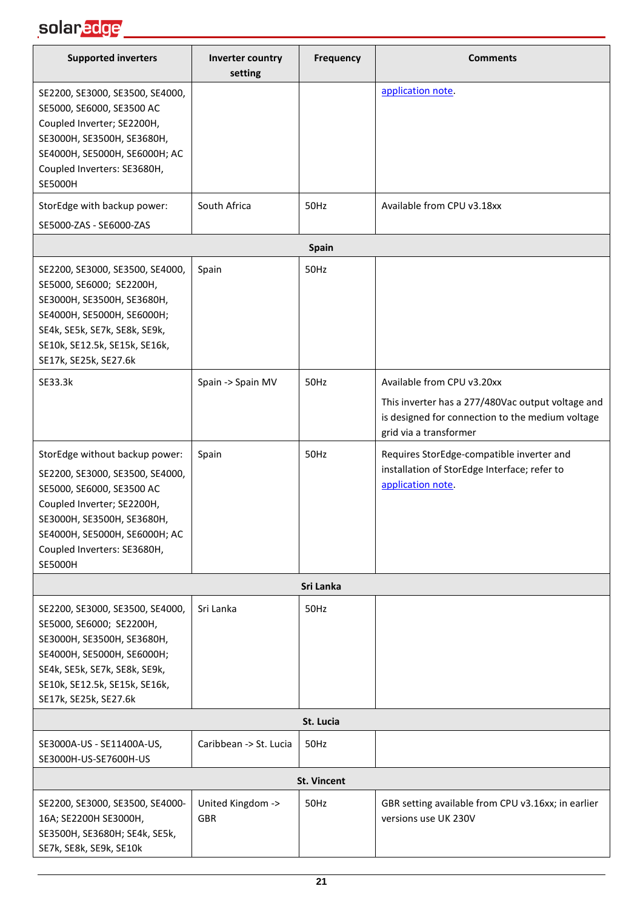| Supported inverters | Inverter country setting | Frequency | Comments |
|---|---|---|---|
| SE2200, SE3000, SE3500, SE4000, SE5000, SE6000, SE3500 AC Coupled Inverter; SE2200H, SE3000H, SE3500H, SE3680H, SE4000H, SE5000H, SE6000H; AC Coupled Inverters: SE3680H, SE5000H | | | application note. |
| StorEdge with backup power: SE5000-ZAS - SE6000-ZAS | South Africa | 50Hz | Available from CPU v3.18xx |
| **Spain** | | | |
| SE2200, SE3000, SE3500, SE4000, SE5000, SE6000; SE2200H, SE3000H, SE3500H, SE3680H, SE4000H, SE5000H, SE6000H; SE4k, SE5k, SE7k, SE8k, SE9k, SE10k, SE12.5k, SE15k, SE16k, SE17k, SE25k, SE27.6k | Spain | 50Hz | |
| SE33.3k | Spain -> Spain MV | 50Hz | Available from CPU v3.20xx<br>This inverter has a 277/480Vac output voltage and is designed for connection to the medium voltage grid via a transformer |
| StorEdge without backup power: SE2200, SE3000, SE3500, SE4000, SE5000, SE6000, SE3500 AC Coupled Inverter; SE2200H, SE3000H, SE3500H, SE3680H, SE4000H, SE5000H, SE6000H; AC Coupled Inverters: SE3680H, SE5000H | Spain | 50Hz | Requires StorEdge-compatible inverter and installation of StorEdge Interface; refer to application note. |
| **Sri Lanka** | | | |
| SE2200, SE3000, SE3500, SE4000, SE5000, SE6000; SE2200H, SE3000H, SE3500H, SE3680H, SE4000H, SE5000H, SE6000H; SE4k, SE5k, SE7k, SE8k, SE9k, SE10k, SE12.5k, SE15k, SE16k, SE17k, SE25k, SE27.6k | Sri Lanka | 50Hz | |
| **St. Lucia** | | | |
| SE3000A-US - SE11400A-US, SE3000H-US-SE7600H-US | Caribbean -> St. Lucia | 50Hz | |
| **St. Vincent** | | | |
| SE2200, SE3000, SE3500, SE4000-16A; SE2200H SE3000H, SE3500H, SE3680H; SE4k, SE5k, SE7k, SE8k, SE9k, SE10k | United Kingdom -> GBR | 50Hz | GBR setting available from CPU v3.16xx; in earlier versions use UK 230V |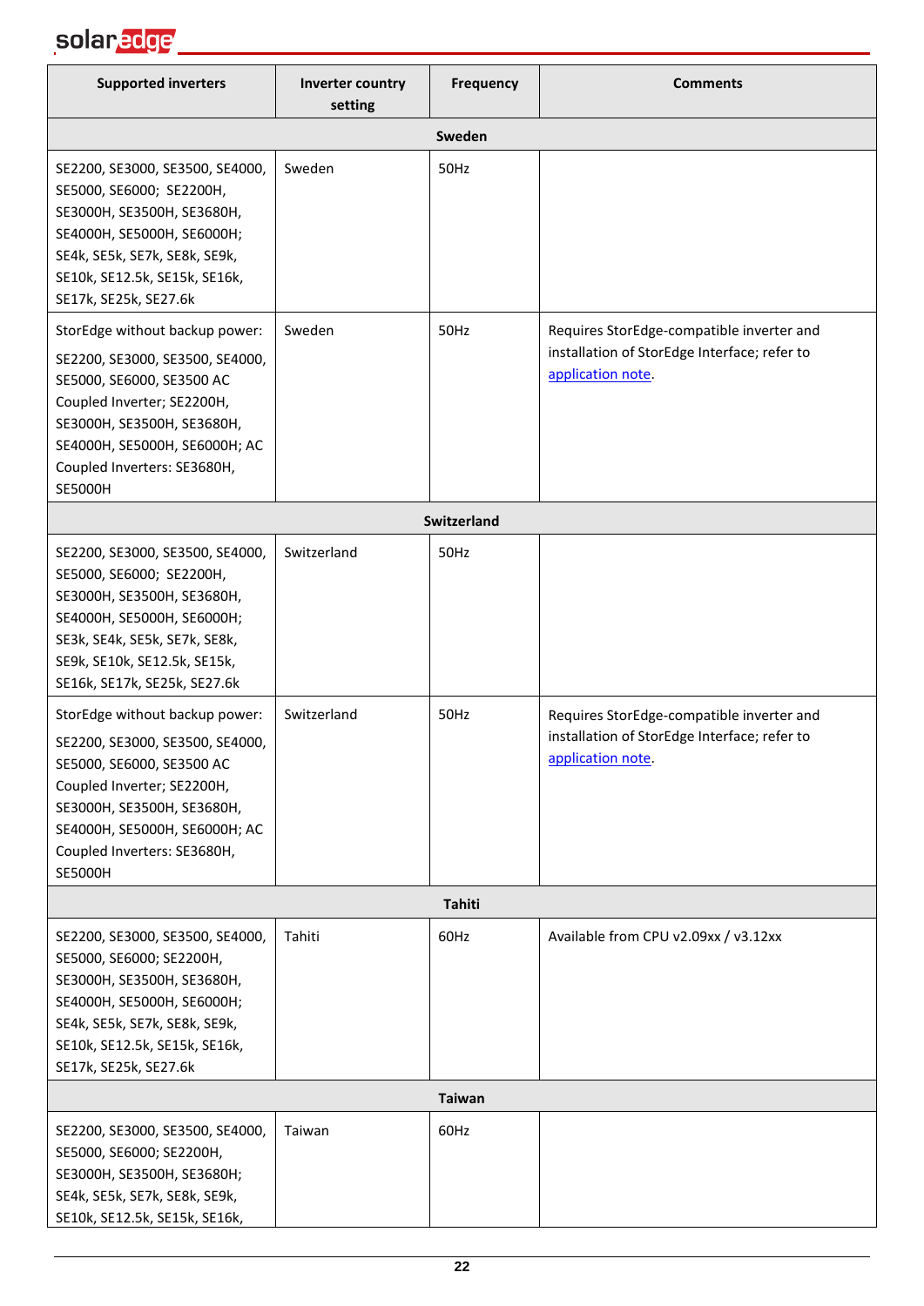| Supported inverters | Inverter country setting | Frequency | Comments |
|---|---|---|---|
| **Sweden** | | | |
| SE2200, SE3000, SE3500, SE4000, SE5000, SE6000; SE2200H, SE3000H, SE3500H, SE3680H, SE4000H, SE5000H, SE6000H; SE4k, SE5k, SE7k, SE8k, SE9k, SE10k, SE12.5k, SE15k, SE16k, SE17k, SE25k, SE27.6k | Sweden | 50Hz | |
| StorEdge without backup power: SE2200, SE3000, SE3500, SE4000, SE5000, SE6000, SE3500 AC Coupled Inverter; SE2200H, SE3000H, SE3500H, SE3680H, SE4000H, SE5000H, SE6000H; AC Coupled Inverters: SE3680H, SE5000H | Sweden | 50Hz | Requires StorEdge-compatible inverter and installation of StorEdge Interface; refer to application note. |
| **Switzerland** | | | |
| SE2200, SE3000, SE3500, SE4000, SE5000, SE6000; SE2200H, SE3000H, SE3500H, SE3680H, SE4000H, SE5000H, SE6000H; SE3k, SE4k, SE5k, SE7k, SE8k, SE9k, SE10k, SE12.5k, SE15k, SE16k, SE17k, SE25k, SE27.6k | Switzerland | 50Hz | |
| StorEdge without backup power: SE2200, SE3000, SE3500, SE4000, SE5000, SE6000, SE3500 AC Coupled Inverter; SE2200H, SE3000H, SE3500H, SE3680H, SE4000H, SE5000H, SE6000H; AC Coupled Inverters: SE3680H, SE5000H | Switzerland | 50Hz | Requires StorEdge-compatible inverter and installation of StorEdge Interface; refer to application note. |
| **Tahiti** | | | |
| SE2200, SE3000, SE3500, SE4000, SE5000, SE6000; SE2200H, SE3000H, SE3500H, SE3680H, SE4000H, SE5000H, SE6000H; SE4k, SE5k, SE7k, SE8k, SE9k, SE10k, SE12.5k, SE15k, SE16k, SE17k, SE25k, SE27.6k | Tahiti | 60Hz | Available from CPU v2.09xx / v3.12xx |
| **Taiwan** | | | |
| SE2200, SE3000, SE3500, SE4000, SE5000, SE6000; SE2200H, SE3000H, SE3500H, SE3680H; SE4k, SE5k, SE7k, SE8k, SE9k, SE10k, SE12.5k, SE15k, SE16k, | Taiwan | 60Hz | |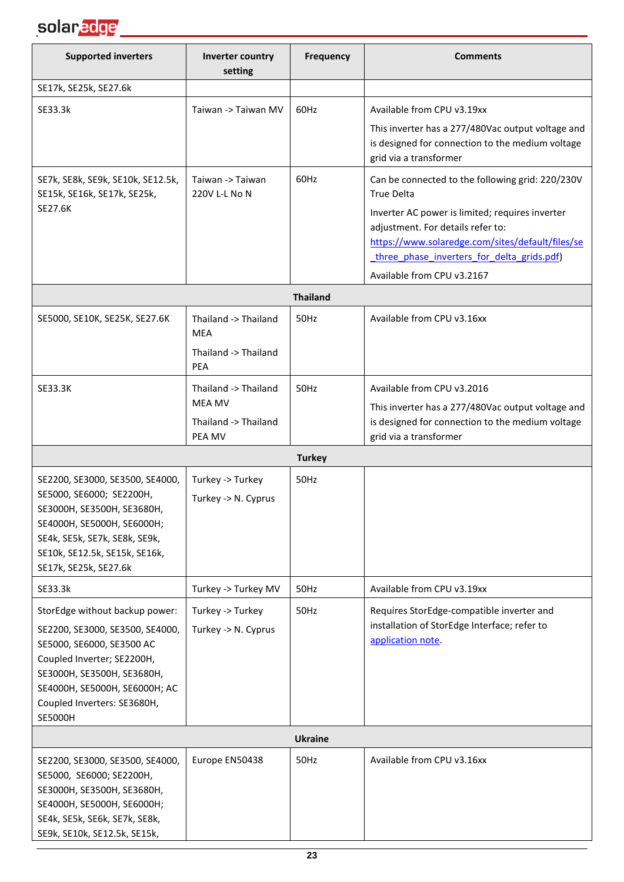| Supported inverters | Inverter country setting | Frequency | Comments |
|---|---|---|---|
| SE17k, SE25k, SE27.6k | | | |
| SE33.3k | Taiwan -> Taiwan MV | 60Hz | Available from CPU v3.19xx<br>This inverter has a 277/480Vac output voltage and is designed for connection to the medium voltage grid via a transformer |
| SE7k, SE8k, SE9k, SE10k, SE12.5k, SE15k, SE16k, SE17k, SE25k, SE27.6K | Taiwan -> Taiwan 220V L-L No N | 60Hz | Can be connected to the following grid: 220/230V True Delta<br>Inverter AC power is limited; requires inverter adjustment. For details refer to: https://www.solaredge.com/sites/default/files/se_three_phase_inverters_for_delta_grids.pdf)<br>Available from CPU v3.2167 |
| | **Thailand** | | |
| SE5000, SE10K, SE25K, SE27.6K | Thailand -> Thailand MEA<br>Thailand -> Thailand PEA | 50Hz | Available from CPU v3.16xx |
| SE33.3K | Thailand -> Thailand MEA MV<br>Thailand -> Thailand PEA MV | 50Hz | Available from CPU v3.2016<br>This inverter has a 277/480Vac output voltage and is designed for connection to the medium voltage grid via a transformer |
| | **Turkey** | | |
| SE2200, SE3000, SE3500, SE4000, SE5000, SE6000; SE2200H, SE3000H, SE3500H, SE3680H, SE4000H, SE5000H, SE6000H; SE4k, SE5k, SE7k, SE8k, SE9k, SE10k, SE12.5k, SE15k, SE16k, SE17k, SE25k, SE27.6k | Turkey -> Turkey<br>Turkey -> N. Cyprus | 50Hz | |
| SE33.3k | Turkey -> Turkey MV | 50Hz | Available from CPU v3.19xx |
| StorEdge without backup power: SE2200, SE3000, SE3500, SE4000, SE5000, SE6000, SE3500 AC Coupled Inverter; SE2200H, SE3000H, SE3500H, SE3680H, SE4000H, SE5000H, SE6000H; AC Coupled Inverters: SE3680H, SE5000H | Turkey -> Turkey<br>Turkey -> N. Cyprus | 50Hz | Requires StorEdge-compatible inverter and installation of StorEdge Interface; refer to application note. |
| | **Ukraine** | | |
| SE2200, SE3000, SE3500, SE4000, SE5000, SE6000; SE2200H, SE3000H, SE3500H, SE3680H, SE4000H, SE5000H, SE6000H; SE4k, SE5k, SE6k, SE7k, SE8k, SE9k, SE10k, SE12.5k, SE15k, | Europe EN50438 | 50Hz | Available from CPU v3.16xx |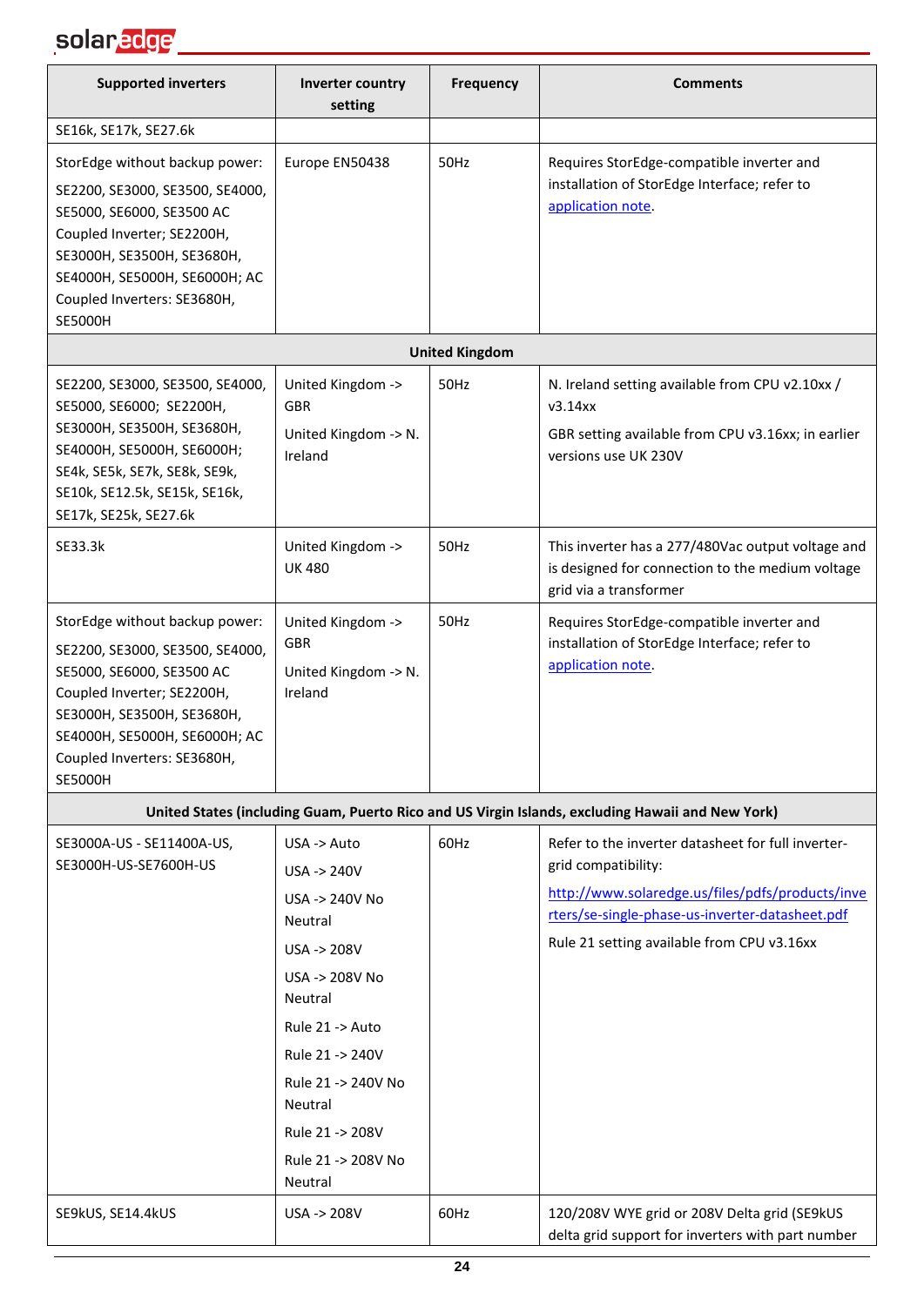| Supported inverters | Inverter country setting | Frequency | Comments |
|---|---|---|---|
| SE16k, SE17k, SE27.6k | | | |
| StorEdge without backup power: SE2200, SE3000, SE3500, SE4000, SE5000, SE6000, SE3500 AC Coupled Inverter; SE2200H, SE3000H, SE3500H, SE3680H, SE4000H, SE5000H, SE6000H; AC Coupled Inverters: SE3680H, SE5000H | Europe EN50438 | 50Hz | Requires StorEdge-compatible inverter and installation of StorEdge Interface; refer to [application note](). |
| **United Kingdom** | | | |
| SE2200, SE3000, SE3500, SE4000, SE5000, SE6000; SE2200H, SE3000H, SE3500H, SE3680H, SE4000H, SE5000H, SE6000H; SE4k, SE5k, SE7k, SE8k, SE9k, SE10k, SE12.5k, SE15k, SE16k, SE17k, SE25k, SE27.6k | United Kingdom -> GBR<br>United Kingdom -> N. Ireland | 50Hz | N. Ireland setting available from CPU v2.10xx / v3.14xx<br>GBR setting available from CPU v3.16xx; in earlier versions use UK 230V |
| SE33.3k | United Kingdom -> UK 480 | 50Hz | This inverter has a 277/480Vac output voltage and is designed for connection to the medium voltage grid via a transformer |
| StorEdge without backup power: SE2200, SE3000, SE3500, SE4000, SE5000, SE6000, SE3500 AC Coupled Inverter; SE2200H, SE3000H, SE3500H, SE3680H, SE4000H, SE5000H, SE6000H; AC Coupled Inverters: SE3680H, SE5000H | United Kingdom -> GBR<br>United Kingdom -> N. Ireland | 50Hz | Requires StorEdge-compatible inverter and installation of StorEdge Interface; refer to [application note](). |
| **United States (including Guam, Puerto Rico and US Virgin Islands, excluding Hawaii and New York)** | | | |
| SE3000A-US - SE11400A-US, SE3000H-US-SE7600H-US | USA -> Auto<br>USA -> 240V<br>USA -> 240V No Neutral<br>USA -> 208V<br>USA -> 208V No Neutral<br>Rule 21 -> Auto<br>Rule 21 -> 240V<br>Rule 21 -> 240V No Neutral<br>Rule 21 -> 208V<br>Rule 21 -> 208V No Neutral | 60Hz | Refer to the inverter datasheet for full inverter-grid compatibility:<br>http://www.solaredge.us/files/pdfs/products/inverters/se-single-phase-us-inverter-datasheet.pdf<br>Rule 21 setting available from CPU v3.16xx |
| SE9kUS, SE14.4kUS | USA -> 208V | 60Hz | 120/208V WYE grid or 208V Delta grid (SE9kUS delta grid support for inverters with part number |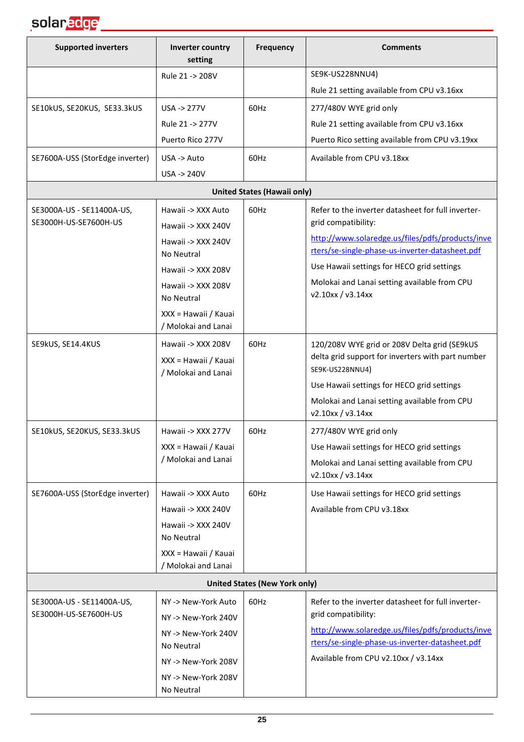| Supported inverters | Inverter country setting | Frequency | Comments |
|---|---|---|---|
| | Rule 21 -> 208V | | SE9K-US228NNU4)<br>Rule 21 setting available from CPU v3.16xx |
| SE10kUS, SE20KUS, SE33.3kUS | USA -> 277V<br>Rule 21 -> 277V<br>Puerto Rico 277V | 60Hz | 277/480V WYE grid only<br>Rule 21 setting available from CPU v3.16xx<br>Puerto Rico setting available from CPU v3.19xx |
| SE7600A-USS (StorEdge inverter) | USA -> Auto<br>USA -> 240V | 60Hz | Available from CPU v3.18xx |
| **United States (Hawaii only)** | | | |
| SE3000A-US - SE11400A-US, SE3000H-US-SE7600H-US | Hawaii -> XXX Auto<br>Hawaii -> XXX 240V<br>Hawaii -> XXX 240V No Neutral<br>Hawaii -> XXX 208V<br>Hawaii -> XXX 208V No Neutral<br>XXX = Hawaii / Kauai / Molokai and Lanai | 60Hz | Refer to the inverter datasheet for full inverter-grid compatibility:<br>http://www.solaredge.us/files/pdfs/products/inverters/se-single-phase-us-inverter-datasheet.pdf<br>Use Hawaii settings for HECO grid settings<br>Molokai and Lanai setting available from CPU v2.10xx / v3.14xx |
| SE9kUS, SE14.4KUS | Hawaii -> XXX 208V<br>XXX = Hawaii / Kauai / Molokai and Lanai | 60Hz | 120/208V WYE grid or 208V Delta grid (SE9kUS delta grid support for inverters with part number SE9K-US228NNU4)<br>Use Hawaii settings for HECO grid settings<br>Molokai and Lanai setting available from CPU v2.10xx / v3.14xx |
| SE10kUS, SE20KUS, SE33.3kUS | Hawaii -> XXX 277V<br>XXX = Hawaii / Kauai / Molokai and Lanai | 60Hz | 277/480V WYE grid only<br>Use Hawaii settings for HECO grid settings<br>Molokai and Lanai setting available from CPU v2.10xx / v3.14xx |
| SE7600A-USS (StorEdge inverter) | Hawaii -> XXX Auto<br>Hawaii -> XXX 240V<br>Hawaii -> XXX 240V No Neutral<br>XXX = Hawaii / Kauai / Molokai and Lanai | 60Hz | Use Hawaii settings for HECO grid settings<br>Available from CPU v3.18xx |
| **United States (New York only)** | | | |
| SE3000A-US - SE11400A-US, SE3000H-US-SE7600H-US | NY -> New-York Auto<br>NY -> New-York 240V<br>NY -> New-York 240V No Neutral<br>NY -> New-York 208V<br>NY -> New-York 208V No Neutral | 60Hz | Refer to the inverter datasheet for full inverter-grid compatibility:<br>http://www.solaredge.us/files/pdfs/products/inverters/se-single-phase-us-inverter-datasheet.pdf<br>Available from CPU v2.10xx / v3.14xx |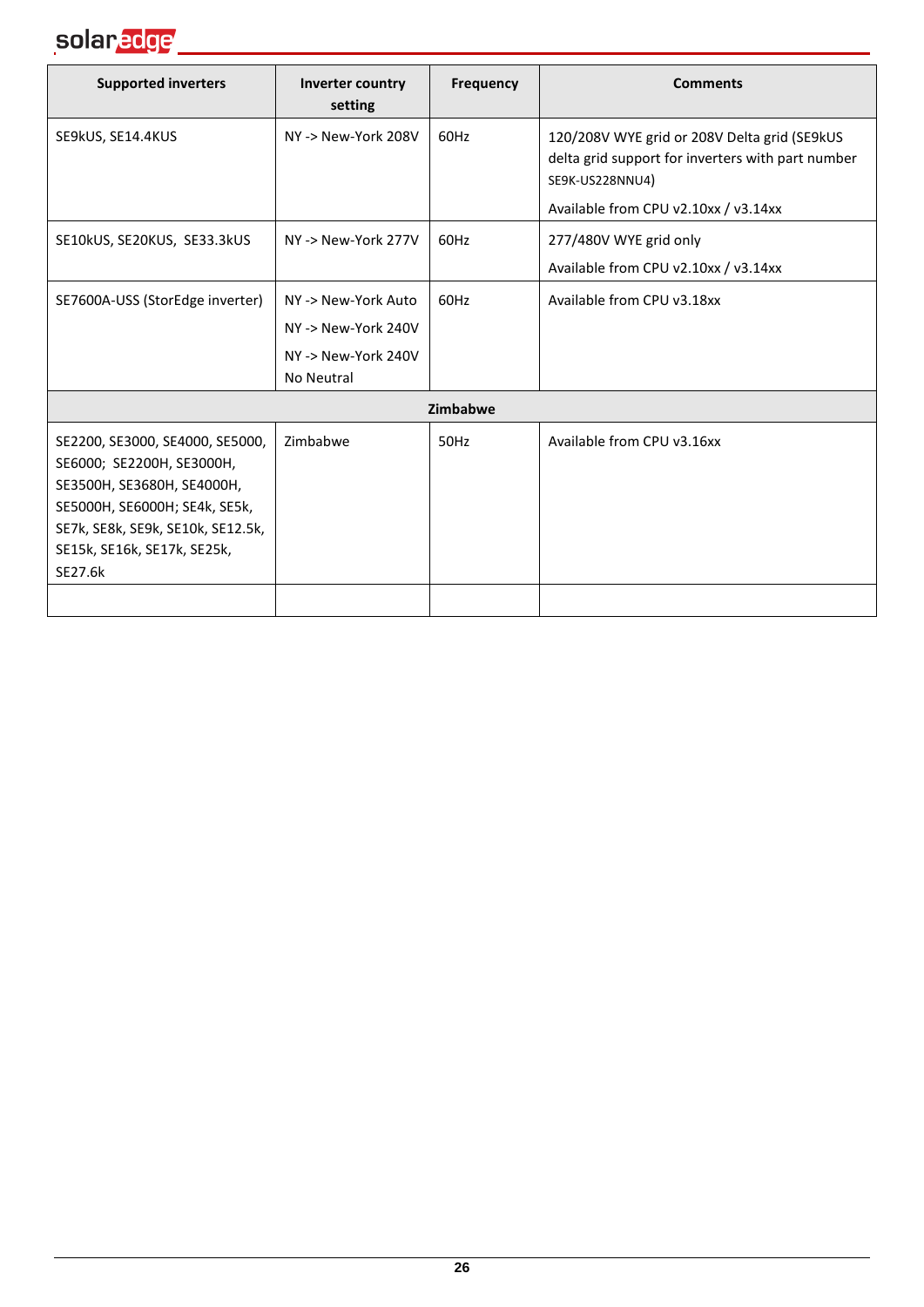| Supported inverters | Inverter country setting | Frequency | Comments |
|---|---|---|---|
| SE9kUS, SE14.4KUS | NY -> New-York 208V | 60Hz | 120/208V WYE grid or 208V Delta grid (SE9kUS delta grid support for inverters with part number SE9K-US228NNU4)<br>Available from CPU v2.10xx / v3.14xx |
| SE10kUS, SE20KUS, SE33.3kUS | NY -> New-York 277V | 60Hz | 277/480V WYE grid only<br>Available from CPU v2.10xx / v3.14xx |
| SE7600A-USS (StorEdge inverter) | NY -> New-York Auto<br>NY -> New-York 240V<br>NY -> New-York 240V No Neutral | 60Hz | Available from CPU v3.18xx |
| **Zimbabwe** | | | |
| SE2200, SE3000, SE4000, SE5000, SE6000; SE2200H, SE3000H, SE3500H, SE3680H, SE4000H, SE5000H, SE6000H; SE4k, SE5k, SE7k, SE8k, SE9k, SE10k, SE12.5k, SE15k, SE16k, SE17k, SE25k, SE27.6k | Zimbabwe | 50Hz | Available from CPU v3.16xx |
| | | | |